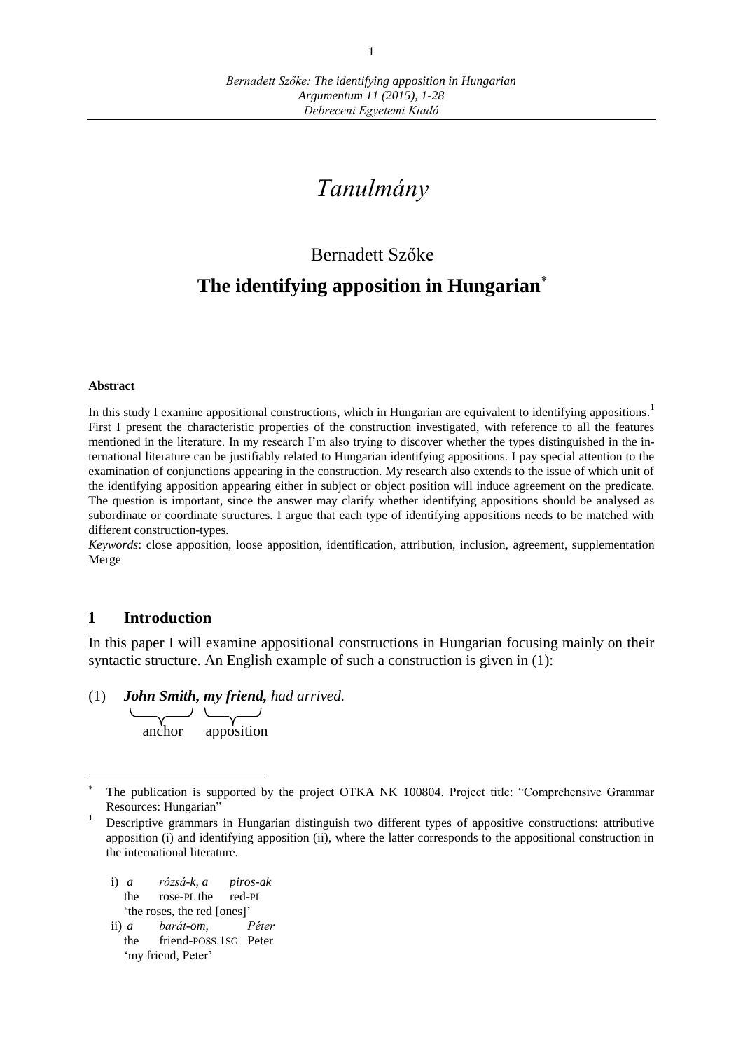# Tanulmány

Bernadett Szőke

## The identifying apposition in Hungarian[*]

**Abstract**

In this study I examine appositional constructions, which in Hungarian are equivalent to identifying appositions.[1] First I present the characteristic properties of the construction investigated, with reference to all the features mentioned in the literature. In my research I'm also trying to discover whether the types distinguished in the international literature can be justifiably related to Hungarian identifying appositions. I pay special attention to the examination of conjunctions appearing in the construction. My research also extends to the issue of which unit of the identifying apposition appearing either in subject or object position will induce agreement on the predicate. The question is important, since the answer may clarify whether identifying appositions should be analysed as subordinate or coordinate structures. I argue that each type of identifying appositions needs to be matched with different construction-types.

*Keywords*: close apposition, loose apposition, identification, attribution, inclusion, agreement, supplementation Merge

## 1 Introduction

In this paper I will examine appositional constructions in Hungarian focusing mainly on their syntactic structure. An English example of such a construction is given in (1):

(1) ***John Smith, my friend,*** *had arrived.*
  anchor   apposition

---

[*] The publication is supported by the project OTKA NK 100804. Project title: "Comprehensive Grammar Resources: Hungarian"

[1] Descriptive grammars in Hungarian distinguish two different types of appositive constructions: attributive apposition (i) and identifying apposition (ii), where the latter corresponds to the appositional construction in the international literature.

i) *a rózsá-k, a piros-ak*
  the rose-PL the red-PL
  'the roses, the red [ones]'

ii) *a barát-om, Péter*
  the friend-POSS.1SG Peter
  'my friend, Peter'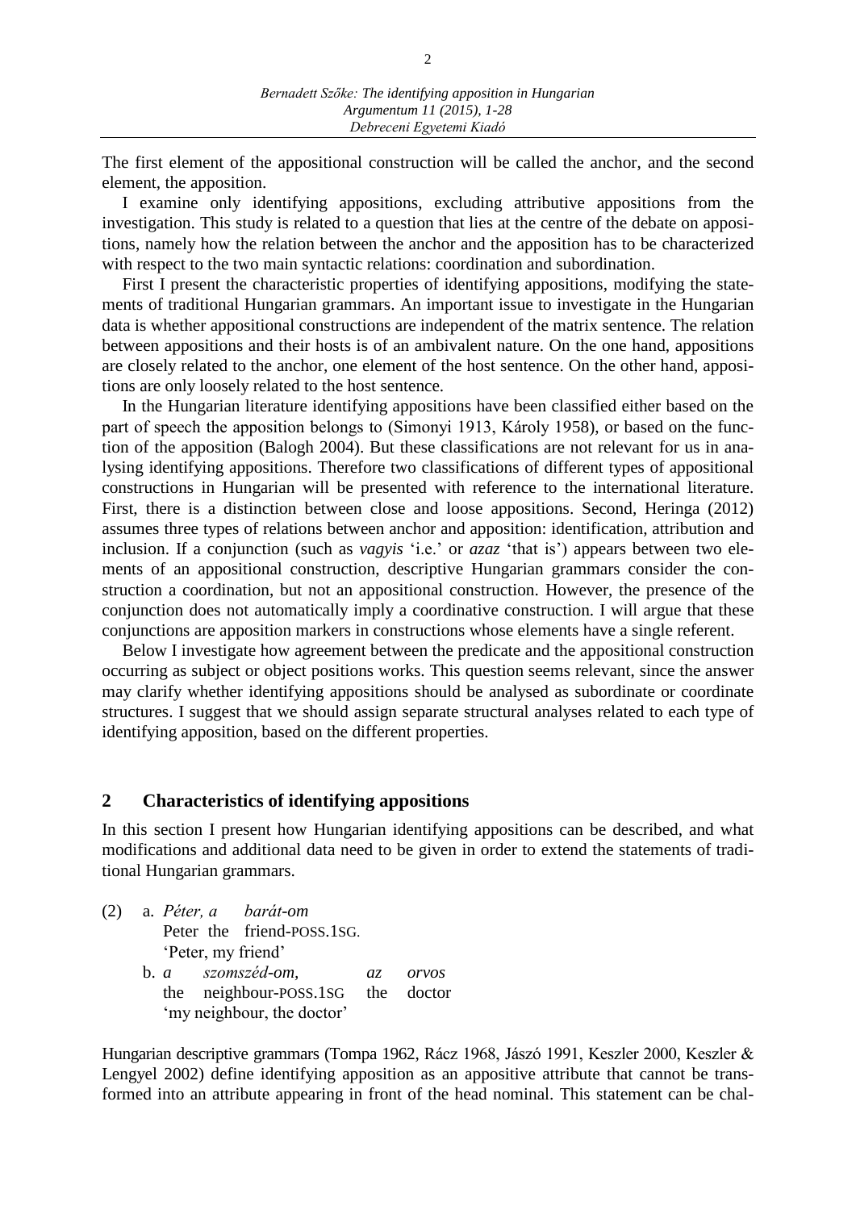The first element of the appositional construction will be called the anchor, and the second element, the apposition.

I examine only identifying appositions, excluding attributive appositions from the investigation. This study is related to a question that lies at the centre of the debate on appositions, namely how the relation between the anchor and the apposition has to be characterized with respect to the two main syntactic relations: coordination and subordination.

First I present the characteristic properties of identifying appositions, modifying the statements of traditional Hungarian grammars. An important issue to investigate in the Hungarian data is whether appositional constructions are independent of the matrix sentence. The relation between appositions and their hosts is of an ambivalent nature. On the one hand, appositions are closely related to the anchor, one element of the host sentence. On the other hand, appositions are only loosely related to the host sentence.

In the Hungarian literature identifying appositions have been classified either based on the part of speech the apposition belongs to (Simonyi 1913, Károly 1958), or based on the function of the apposition (Balogh 2004). But these classifications are not relevant for us in analysing identifying appositions. Therefore two classifications of different types of appositional constructions in Hungarian will be presented with reference to the international literature. First, there is a distinction between close and loose appositions. Second, Heringa (2012) assumes three types of relations between anchor and apposition: identification, attribution and inclusion. If a conjunction (such as *vagyis* 'i.e.' or *azaz* 'that is') appears between two elements of an appositional construction, descriptive Hungarian grammars consider the construction a coordination, but not an appositional construction. However, the presence of the conjunction does not automatically imply a coordinative construction. I will argue that these conjunctions are apposition markers in constructions whose elements have a single referent.

Below I investigate how agreement between the predicate and the appositional construction occurring as subject or object positions works. This question seems relevant, since the answer may clarify whether identifying appositions should be analysed as subordinate or coordinate structures. I suggest that we should assign separate structural analyses related to each type of identifying apposition, based on the different properties.

## 2 Characteristics of identifying appositions

In this section I present how Hungarian identifying appositions can be described, and what modifications and additional data need to be given in order to extend the statements of traditional Hungarian grammars.

(2) a. *Péter, a barát-om*
   Peter the friend-POSS.1SG.
   'Peter, my friend'

   b. *a szomszéd-om, az orvos*
   the neighbour-POSS.1SG the doctor
   'my neighbour, the doctor'

Hungarian descriptive grammars (Tompa 1962, Rácz 1968, Jászó 1991, Keszler 2000, Keszler & Lengyel 2002) define identifying apposition as an appositive attribute that cannot be transformed into an attribute appearing in front of the head nominal. This statement can be chal-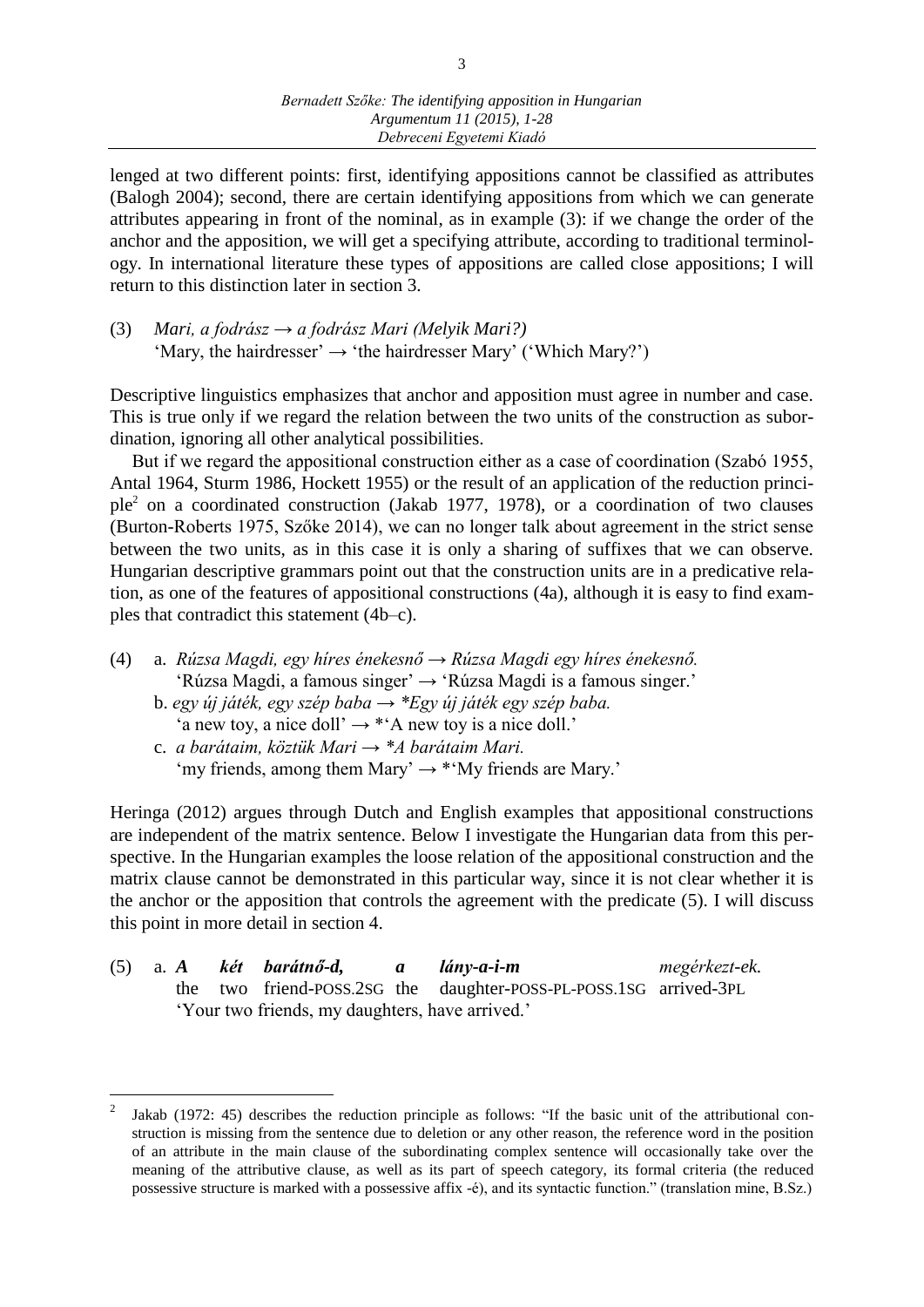lenged at two different points: first, identifying appositions cannot be classified as attributes (Balogh 2004); second, there are certain identifying appositions from which we can generate attributes appearing in front of the nominal, as in example (3): if we change the order of the anchor and the apposition, we will get a specifying attribute, according to traditional terminology. In international literature these types of appositions are called close appositions; I will return to this distinction later in section 3.

(3) *Mari, a fodrász → a fodrász Mari (Melyik Mari?)*
'Mary, the hairdresser' → 'the hairdresser Mary' ('Which Mary?')

Descriptive linguistics emphasizes that anchor and apposition must agree in number and case. This is true only if we regard the relation between the two units of the construction as subordination, ignoring all other analytical possibilities.

But if we regard the appositional construction either as a case of coordination (Szabó 1955, Antal 1964, Sturm 1986, Hockett 1955) or the result of an application of the reduction principle[2] on a coordinated construction (Jakab 1977, 1978), or a coordination of two clauses (Burton-Roberts 1975, Szőke 2014), we can no longer talk about agreement in the strict sense between the two units, as in this case it is only a sharing of suffixes that we can observe. Hungarian descriptive grammars point out that the construction units are in a predicative relation, as one of the features of appositional constructions (4a), although it is easy to find examples that contradict this statement (4b–c).

(4) a. *Rúzsa Magdi, egy híres énekesnő → Rúzsa Magdi egy híres énekesnő.*
'Rúzsa Magdi, a famous singer' → 'Rúzsa Magdi is a famous singer.'
b. *egy új játék, egy szép baba → \*Egy új játék egy szép baba.*
'a new toy, a nice doll' → \*'A new toy is a nice doll.'
c. *a barátaim, köztük Mari → \*A barátaim Mari.*
'my friends, among them Mary' → \*'My friends are Mary.'

Heringa (2012) argues through Dutch and English examples that appositional constructions are independent of the matrix sentence. Below I investigate the Hungarian data from this perspective. In the Hungarian examples the loose relation of the appositional construction and the matrix clause cannot be demonstrated in this particular way, since it is not clear whether it is the anchor or the apposition that controls the agreement with the predicate (5). I will discuss this point in more detail in section 4.

(5) a. ***A két barátnő-d, a lány-a-i-m*** *megérkezt-ek.*
the two friend-POSS.2SG the daughter-POSS-PL-POSS.1SG arrived-3PL
'Your two friends, my daughters, have arrived.'

---

[2] Jakab (1972: 45) describes the reduction principle as follows: "If the basic unit of the attributional construction is missing from the sentence due to deletion or any other reason, the reference word in the position of an attribute in the main clause of the subordinating complex sentence will occasionally take over the meaning of the attributive clause, as well as its part of speech category, its formal criteria (the reduced possessive structure is marked with a possessive affix -é), and its syntactic function." (translation mine, B.Sz.)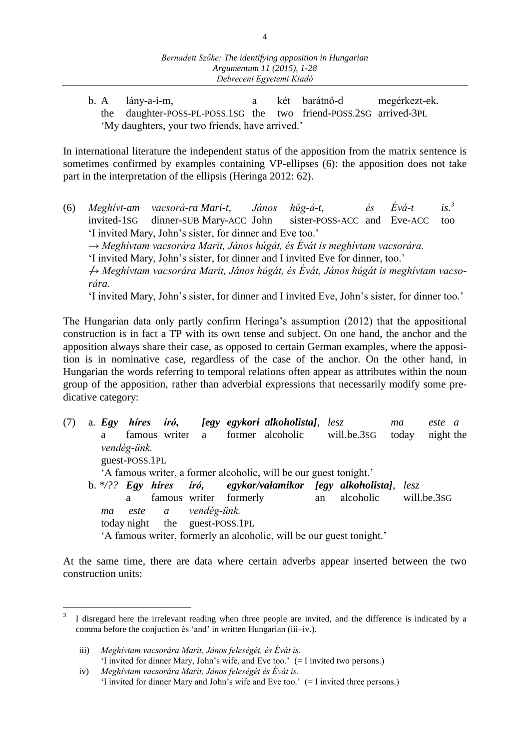b. A lány-a-i-m, a két barátnő-d megérkezt-ek.
the daughter-POSS-PL-POSS.1SG the two friend-POSS.2SG arrived-3PL
'My daughters, your two friends, have arrived.'

In international literature the independent status of the apposition from the matrix sentence is sometimes confirmed by examples containing VP-ellipses (6): the apposition does not take part in the interpretation of the ellipsis (Heringa 2012: 62).

(6) *Meghívt-am vacsorá-ra Mari-t, János húg-á-t, és Évá-t is.*[3]
invited-1SG dinner-SUB Mary-ACC John sister-POSS-ACC and Eve-ACC too
'I invited Mary, John's sister, for dinner and Eve too.'
→ *Meghívtam vacsorára Marit, János húgát, és Évát is meghívtam vacsorára.*
'I invited Mary, John's sister, for dinner and I invited Eve for dinner, too.'
↛ *Meghívtam vacsorára Marit, János húgát, és Évát, János húgát is meghívtam vacsorára.*
'I invited Mary, John's sister, for dinner and I invited Eve, John's sister, for dinner too.'

The Hungarian data only partly confirm Heringa's assumption (2012) that the appositional construction is in fact a TP with its own tense and subject. On one hand, the anchor and the apposition always share their case, as opposed to certain German examples, where the apposition is in nominative case, regardless of the case of the anchor. On the other hand, in Hungarian the words referring to temporal relations often appear as attributes within the noun group of the apposition, rather than adverbial expressions that necessarily modify some predicative category:

(7) a. ***Egy híres író, [egy egykori alkoholista]***, *lesz ma este a vendég-ünk.*
a famous writer a former alcoholic will.be.3SG today night the guest-POSS.1PL
'A famous writer, a former alcoholic, will be our guest tonight.'

b. \*/?? ***Egy híres író, egykor/valamikor [egy alkoholista]***, *lesz ma este a vendég-ünk.*
a famous writer formerly an alcoholic will.be.3SG today night the guest-POSS.1PL
'A famous writer, formerly an alcoholic, will be our guest tonight.'

At the same time, there are data where certain adverbs appear inserted between the two construction units:

---

[3] I disregard here the irrelevant reading when three people are invited, and the difference is indicated by a comma before the conjuction és 'and' in written Hungarian (iii–iv.).

iii) *Meghívtam vacsorára Marit, János feleségét, és Évát is.*
'I invited for dinner Mary, John's wife, and Eve too.' (= I invited two persons.)

iv) *Meghívtam vacsorára Marit, János feleségét és Évát is.*
'I invited for dinner Mary and John's wife and Eve too.' (= I invited three persons.)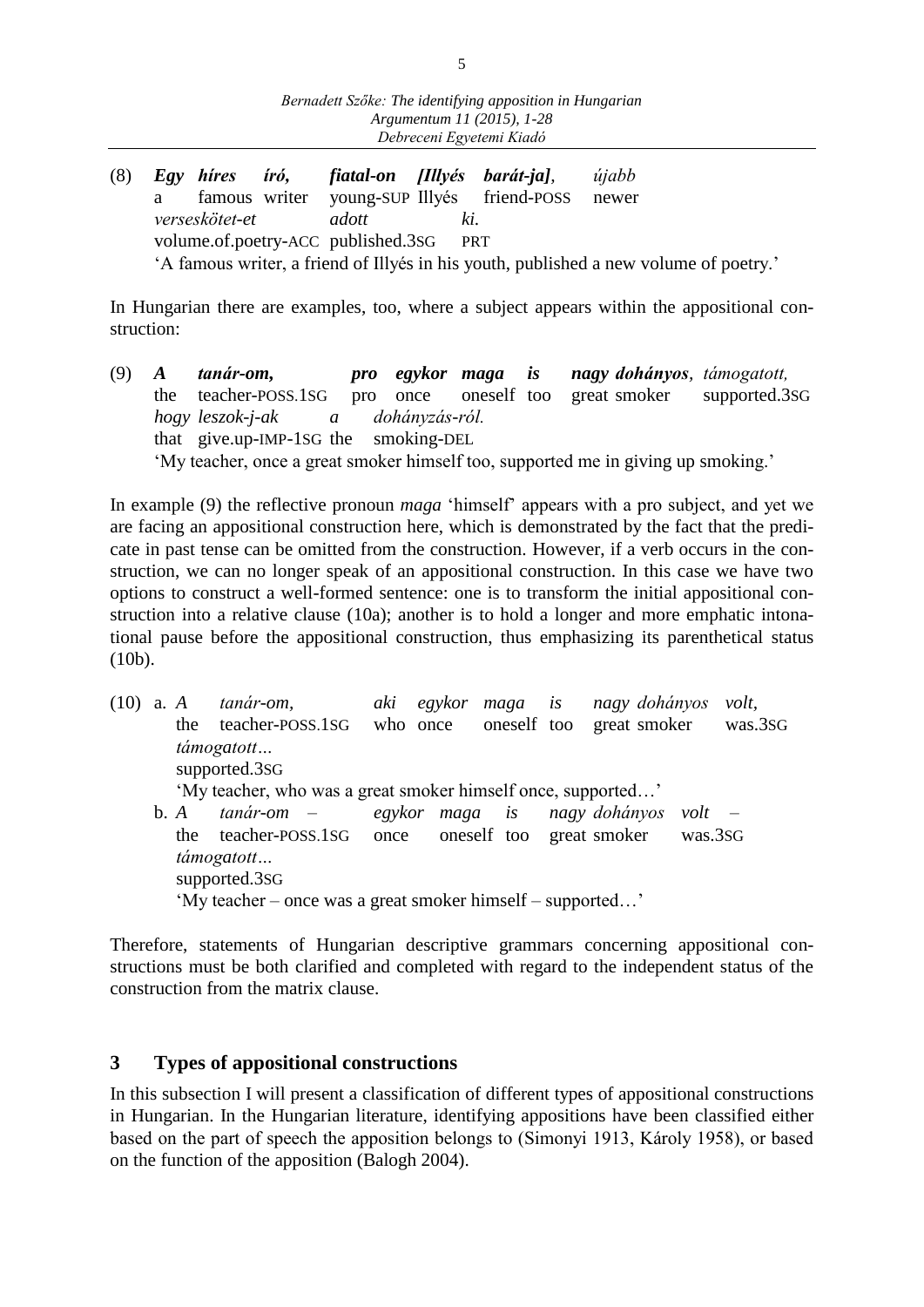(8) ***Egy híres író, fiatal-on [Illyés barát-ja]**, újabb*
a famous writer young-SUP Illyés friend-POSS newer
*verseskötet-et adott ki.*
volume.of.poetry-ACC published.3SG PRT
'A famous writer, a friend of Illyés in his youth, published a new volume of poetry.'

In Hungarian there are examples, too, where a subject appears within the appositional construction:

(9) ***A tanár-om, pro egykor maga is nagy dohányos**, támogatott,*
the teacher-POSS.1SG pro once oneself too great smoker supported.3SG
*hogy leszok-j-ak a dohányzás-ról.*
that give.up-IMP-1SG the smoking-DEL
'My teacher, once a great smoker himself too, supported me in giving up smoking.'

In example (9) the reflective pronoun *maga* 'himself' appears with a pro subject, and yet we are facing an appositional construction here, which is demonstrated by the fact that the predicate in past tense can be omitted from the construction. However, if a verb occurs in the construction, we can no longer speak of an appositional construction. In this case we have two options to construct a well-formed sentence: one is to transform the initial appositional construction into a relative clause (10a); another is to hold a longer and more emphatic intonational pause before the appositional construction, thus emphasizing its parenthetical status (10b).

(10) a. *A tanár-om, aki egykor maga is nagy dohányos volt, támogatott…*
the teacher-POSS.1SG who once oneself too great smoker was.3SG supported.3SG
'My teacher, who was a great smoker himself once, supported…'
b. *A tanár-om – egykor maga is nagy dohányos volt – támogatott…*
the teacher-POSS.1SG once oneself too great smoker was.3SG supported.3SG
'My teacher – once was a great smoker himself – supported…'

Therefore, statements of Hungarian descriptive grammars concerning appositional constructions must be both clarified and completed with regard to the independent status of the construction from the matrix clause.

## 3 Types of appositional constructions

In this subsection I will present a classification of different types of appositional constructions in Hungarian. In the Hungarian literature, identifying appositions have been classified either based on the part of speech the apposition belongs to (Simonyi 1913, Károly 1958), or based on the function of the apposition (Balogh 2004).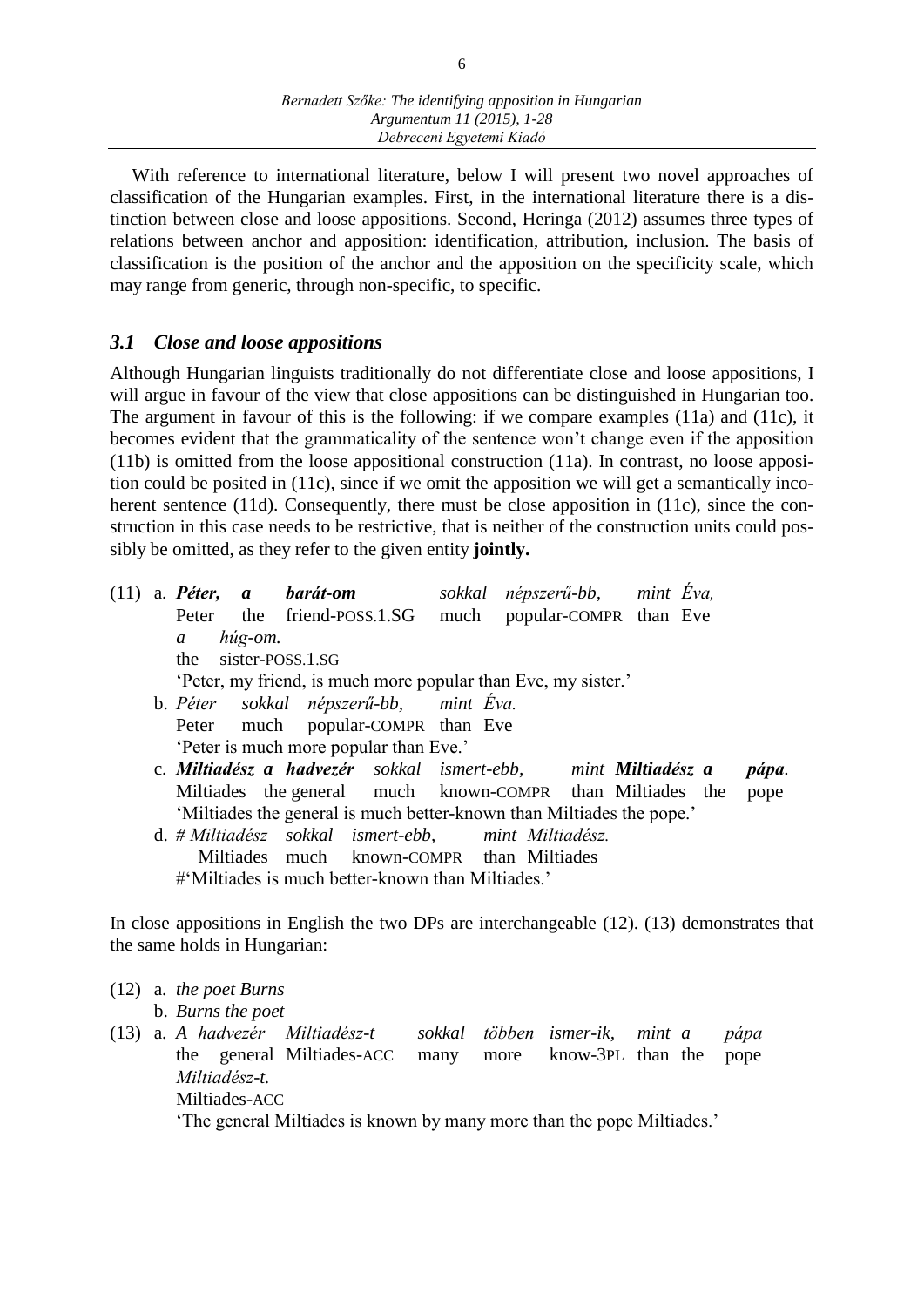With reference to international literature, below I will present two novel approaches of classification of the Hungarian examples. First, in the international literature there is a distinction between close and loose appositions. Second, Heringa (2012) assumes three types of relations between anchor and apposition: identification, attribution, inclusion. The basis of classification is the position of the anchor and the apposition on the specificity scale, which may range from generic, through non-specific, to specific.

### *3.1 Close and loose appositions*

Although Hungarian linguists traditionally do not differentiate close and loose appositions, I will argue in favour of the view that close appositions can be distinguished in Hungarian too. The argument in favour of this is the following: if we compare examples (11a) and (11c), it becomes evident that the grammaticality of the sentence won't change even if the apposition (11b) is omitted from the loose appositional construction (11a). In contrast, no loose apposition could be posited in (11c), since if we omit the apposition we will get a semantically incoherent sentence (11d). Consequently, there must be close apposition in (11c), since the construction in this case needs to be restrictive, that is neither of the construction units could possibly be omitted, as they refer to the given entity **jointly.**

(11) a. ***Péter, a barát-om*** *sokkal népszerű-bb, mint Éva, a húg-om.*
Peter the friend-POSS.1.SG much popular-COMPR than Eve the sister-POSS.1.SG
'Peter, my friend, is much more popular than Eve, my sister.'

b. *Péter sokkal népszerű-bb, mint Éva.*
Peter much popular-COMPR than Eve
'Peter is much more popular than Eve.'

c. ***Miltiadész a hadvezér*** *sokkal ismert-ebb, mint* ***Miltiadész a pápa****.*
Miltiades the general much known-COMPR than Miltiades the pope
'Miltiades the general is much better-known than Miltiades the pope.'

d. *# Miltiadész sokkal ismert-ebb, mint Miltiadész.*
Miltiades much known-COMPR than Miltiades
#'Miltiades is much better-known than Miltiades.'

In close appositions in English the two DPs are interchangeable (12). (13) demonstrates that the same holds in Hungarian:

(12) a. *the poet Burns*

b. *Burns the poet*

(13) a. *A hadvezér Miltiadész-t sokkal többen ismer-ik, mint a pápa Miltiadész-t.*
the general Miltiades-ACC many more know-3PL than the pope Miltiades-ACC
'The general Miltiades is known by many more than the pope Miltiades.'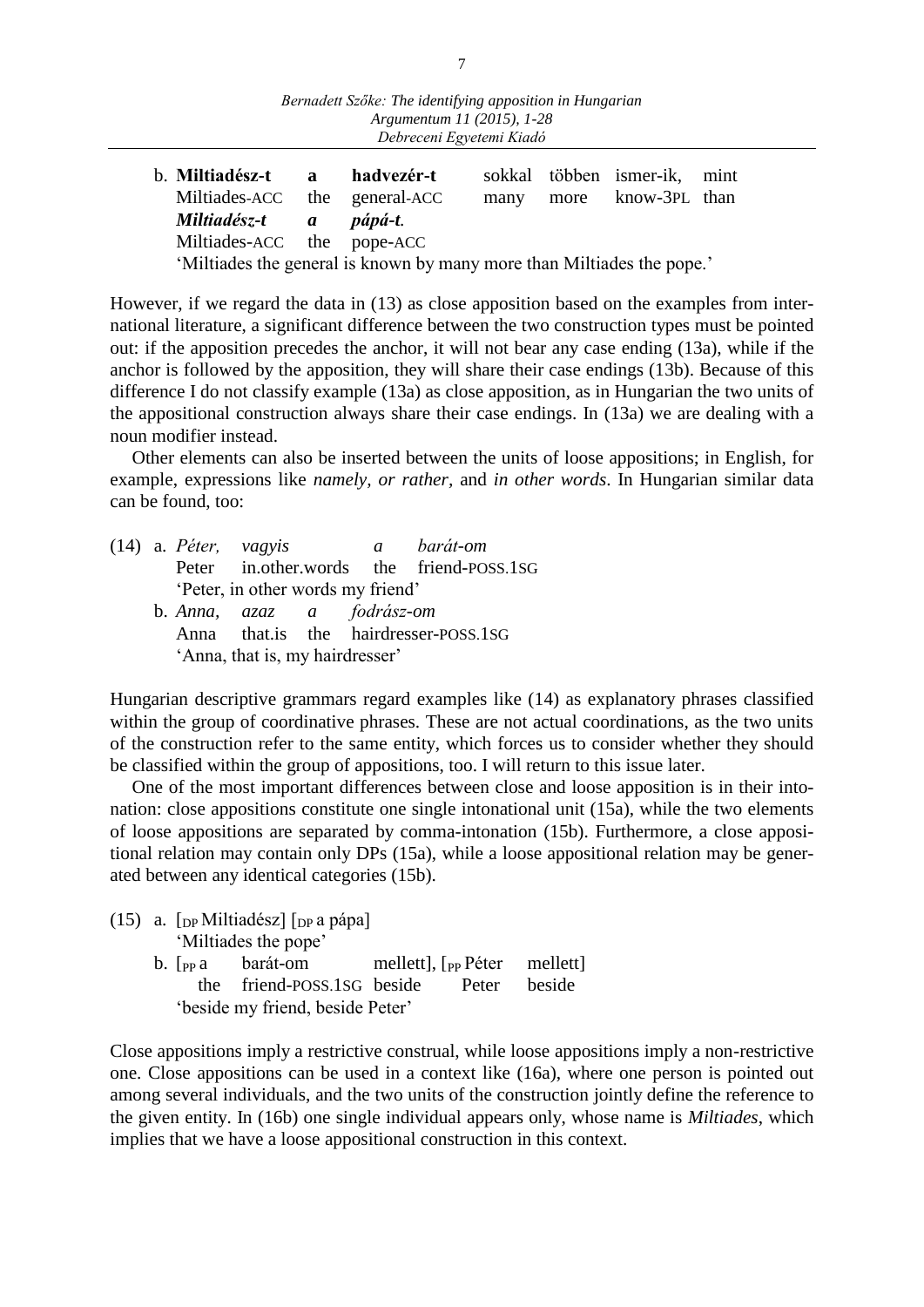b. **Miltiadész-t a hadvezér-t** sokkal többen ismer-ik, mint
   Miltiades-ACC the general-ACC many more know-3PL than
   ***Miltiadész-t a pápá-t.***
   Miltiades-ACC the pope-ACC
   'Miltiades the general is known by many more than Miltiades the pope.'

However, if we regard the data in (13) as close apposition based on the examples from international literature, a significant difference between the two construction types must be pointed out: if the apposition precedes the anchor, it will not bear any case ending (13a), while if the anchor is followed by the apposition, they will share their case endings (13b). Because of this difference I do not classify example (13a) as close apposition, as in Hungarian the two units of the appositional construction always share their case endings. In (13a) we are dealing with a noun modifier instead.

Other elements can also be inserted between the units of loose appositions; in English, for example, expressions like *namely, or rather,* and *in other words*. In Hungarian similar data can be found, too:

(14) a. *Péter, vagyis a barát-om*
   Peter in.other.words the friend-POSS.1SG
   'Peter, in other words my friend'
   b. *Anna, azaz a fodrász-om*
   Anna that.is the hairdresser-POSS.1SG
   'Anna, that is, my hairdresser'

Hungarian descriptive grammars regard examples like (14) as explanatory phrases classified within the group of coordinative phrases. These are not actual coordinations, as the two units of the construction refer to the same entity, which forces us to consider whether they should be classified within the group of appositions, too. I will return to this issue later.

One of the most important differences between close and loose apposition is in their intonation: close appositions constitute one single intonational unit (15a), while the two elements of loose appositions are separated by comma-intonation (15b). Furthermore, a close appositional relation may contain only DPs (15a), while a loose appositional relation may be generated between any identical categories (15b).

(15) a. [$_{DP}$ Miltiadész] [$_{DP}$ a pápa]
   'Miltiades the pope'
   b. [$_{PP}$ a barát-om mellett], [$_{PP}$ Péter mellett]
   the friend-POSS.1SG beside Peter beside
   'beside my friend, beside Peter'

Close appositions imply a restrictive construal, while loose appositions imply a non-restrictive one. Close appositions can be used in a context like (16a), where one person is pointed out among several individuals, and the two units of the construction jointly define the reference to the given entity. In (16b) one single individual appears only, whose name is *Miltiades*, which implies that we have a loose appositional construction in this context.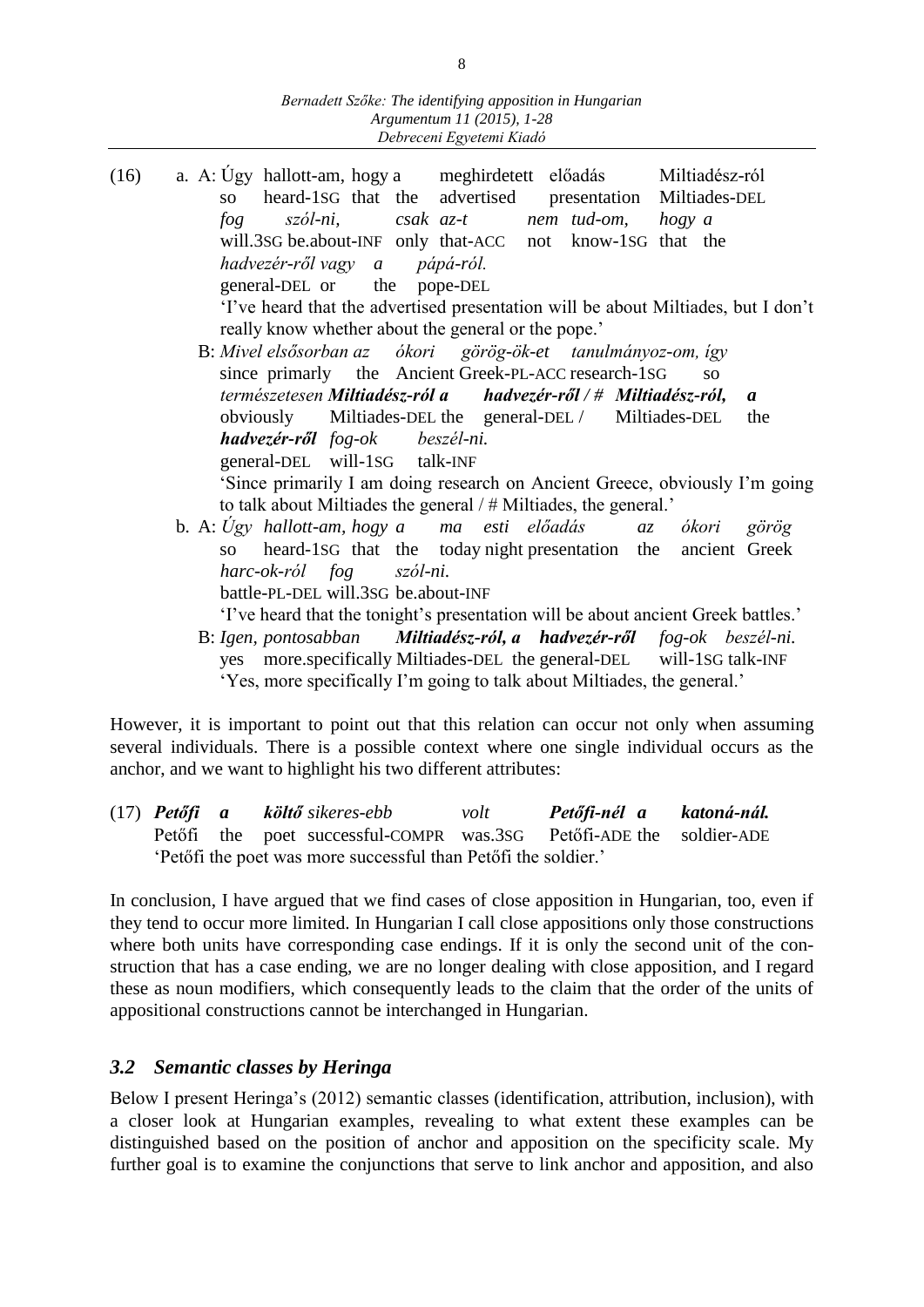(16) a. A: *Úgy hallott-am, hogy a meghirdetett előadás Miltiadész-ról*
so heard-1SG that the advertised presentation Miltiades-DEL
*fog szól-ni, csak az-t nem tud-om, hogy a*
will.3SG be.about-INF only that-ACC not know-1SG that the
*hadvezér-ről vagy a pápá-ról.*
general-DEL or the pope-DEL
'I've heard that the advertised presentation will be about Miltiades, but I don't really know whether about the general or the pope.'

B: *Mivel elsősorban az ókori görög-ök-et tanulmányoz-om, így*
since primarily the Ancient Greek-PL-ACC research-1SG so
*természetesen* ***Miltiadész-ról a hadvezér-ről / # Miltiadész-ról, a***
obviously Miltiades-DEL the general-DEL / Miltiades-DEL the
***hadvezér-ről*** *fog-ok beszél-ni.*
general-DEL will-1SG talk-INF
'Since primarily I am doing research on Ancient Greece, obviously I'm going to talk about Miltiades the general / # Miltiades, the general.'

b. A: *Úgy hallott-am, hogy a ma esti előadás az ókori görög*
so heard-1SG that the today night presentation the ancient Greek
*harc-ok-ról fog szól-ni.*
battle-PL-DEL will.3SG be.about-INF
'I've heard that the tonight's presentation will be about ancient Greek battles.'

B: *Igen, pontosabban* ***Miltiadész-ról, a hadvezér-ről*** *fog-ok beszél-ni.*
yes more.specifically Miltiades-DEL the general-DEL will-1SG talk-INF
'Yes, more specifically I'm going to talk about Miltiades, the general.'

However, it is important to point out that this relation can occur not only when assuming several individuals. There is a possible context where one single individual occurs as the anchor, and we want to highlight his two different attributes:

(17) ***Petőfi a költő*** *sikeres-ebb volt* ***Petőfi-nél a katoná-nál.***
Petőfi the poet successful-COMPR was.3SG Petőfi-ADE the soldier-ADE
'Petőfi the poet was more successful than Petőfi the soldier.'

In conclusion, I have argued that we find cases of close apposition in Hungarian, too, even if they tend to occur more limited. In Hungarian I call close appositions only those constructions where both units have corresponding case endings. If it is only the second unit of the construction that has a case ending, we are no longer dealing with close apposition, and I regard these as noun modifiers, which consequently leads to the claim that the order of the units of appositional constructions cannot be interchanged in Hungarian.

### *3.2 Semantic classes by Heringa*

Below I present Heringa's (2012) semantic classes (identification, attribution, inclusion), with a closer look at Hungarian examples, revealing to what extent these examples can be distinguished based on the position of anchor and apposition on the specificity scale. My further goal is to examine the conjunctions that serve to link anchor and apposition, and also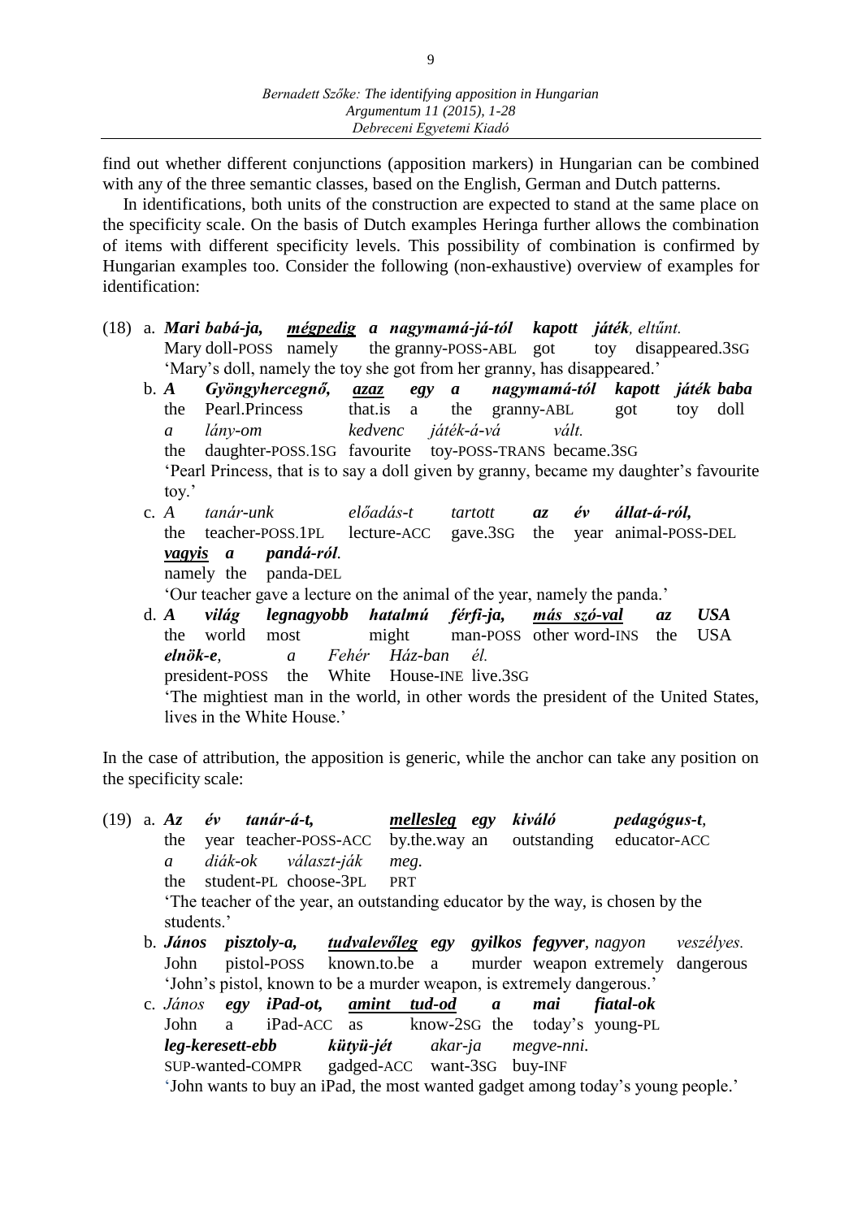find out whether different conjunctions (apposition markers) in Hungarian can be combined with any of the three semantic classes, based on the English, German and Dutch patterns.

In identifications, both units of the construction are expected to stand at the same place on the specificity scale. On the basis of Dutch examples Heringa further allows the combination of items with different specificity levels. This possibility of combination is confirmed by Hungarian examples too. Consider the following (non-exhaustive) overview of examples for identification:

(18) a. ***Mari babá-ja,*** ***<u>mégpedig</u>*** ***a nagymamá-já-tól kapott játék****, eltűnt.*
Mary doll-POSS namely the granny-POSS-ABL got toy disappeared.3SG
'Mary's doll, namely the toy she got from her granny, has disappeared.'

b. ***A Gyöngyhercegnő,*** ***<u>azaz</u>*** ***egy a nagymamá-tól kapott játék baba***
the Pearl.Princess that.is a the granny-ABL got toy doll
*a lány-om kedvenc játék-á-vá vált.*
the daughter-POSS.1SG favourite toy-POSS-TRANS became.3SG
'Pearl Princess, that is to say a doll given by granny, became my daughter's favourite toy.'

c. *A tanár-unk előadás-t tartott* ***az év állat-á-ról,***
the teacher-POSS.1PL lecture-ACC gave.3SG the year animal-POSS-DEL
***<u>vagyis</u>*** ***a pandá-ról.***
namely the panda-DEL
'Our teacher gave a lecture on the animal of the year, namely the panda.'

d. ***A világ legnagyobb hatalmú férfi-ja,*** ***<u>más szó-val</u>*** ***az USA***
the world most might man-POSS other word-INS the USA
***elnök-e****, a Fehér Ház-ban él.*
president-POSS the White House-INE live.3SG
'The mightiest man in the world, in other words the president of the United States, lives in the White House.'

In the case of attribution, the apposition is generic, while the anchor can take any position on the specificity scale:

(19) a. ***Az év tanár-á-t,*** ***<u>mellesleg</u>*** ***egy kiváló pedagógus-t****,*
the year teacher-POSS-ACC by.the.way an outstanding educator-ACC
*a diák-ok választ-ják meg.*
the student-PL choose-3PL PRT
'The teacher of the year, an outstanding educator by the way, is chosen by the students.'

b. ***János pisztoly-a,*** ***<u>tudvalevőleg</u>*** ***egy gyilkos fegyver****, nagyon veszélyes.*
John pistol-POSS known.to.be a murder weapon extremely dangerous
'John's pistol, known to be a murder weapon, is extremely dangerous.'

c. *János* ***egy iPad-ot,*** ***<u>amint tud-od</u>*** ***a mai fiatal-ok***
John a iPad-ACC as know-2SG the today's young-PL
***leg-keresett-ebb kütyü-jét*** *akar-ja megve-nni.*
SUP-wanted-COMPR gadged-ACC want-3SG buy-INF
'John wants to buy an iPad, the most wanted gadget among today's young people.'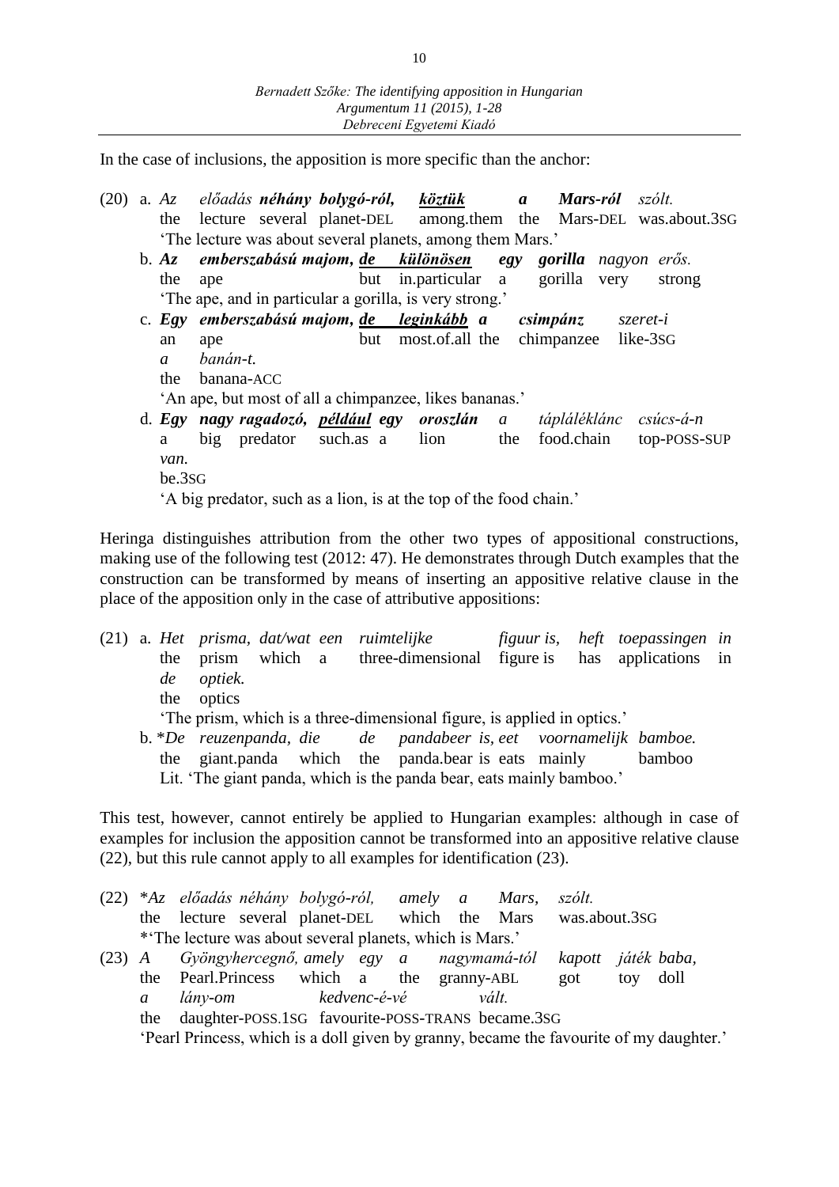In the case of inclusions, the apposition is more specific than the anchor:

(20) a. *Az előadás **néhány bolygó-ról**, **köztük a Mars-ról** szólt.*
the lecture several planet-DEL among.them the Mars-DEL was.about.3SG
'The lecture was about several planets, among them Mars.'

b. ***Az emberszabású majom**, **de különösen egy gorilla** nagyon erős.*
the ape but in.particular a gorilla very strong
'The ape, and in particular a gorilla, is very strong.'

c. ***Egy emberszabású majom**, **de leginkább a csimpánz** szeret-i a banán-t.*
an ape but most.of.all the chimpanzee like-3SG the banana-ACC
'An ape, but most of all a chimpanzee, likes bananas.'

d. ***Egy nagy ragadozó**, **például egy oroszlán** a tápláléklánc csúcs-á-n van.*
a big predator such.as a lion the food.chain top-POSS-SUP be.3SG
'A big predator, such as a lion, is at the top of the food chain.'

Heringa distinguishes attribution from the other two types of appositional constructions, making use of the following test (2012: 47). He demonstrates through Dutch examples that the construction can be transformed by means of inserting an appositive relative clause in the place of the apposition only in the case of attributive appositions:

(21) a. *Het prisma, dat/wat een ruimtelijke figuur is, heft toepassingen in de optiek.*
the prism which a three-dimensional figure is has applications in the optics
'The prism, which is a three-dimensional figure, is applied in optics.'

b. **De reuzenpanda, die de pandabeer is, eet voornamelijk bamboe.*
the giant.panda which the panda.bear is eats mainly bamboo
Lit. 'The giant panda, which is the panda bear, eats mainly bamboo.'

This test, however, cannot entirely be applied to Hungarian examples: although in case of examples for inclusion the apposition cannot be transformed into an appositive relative clause (22), but this rule cannot apply to all examples for identification (23).

(22) **Az előadás néhány bolygó-ról, amely a Mars, szólt.*
the lecture several planet-DEL which the Mars was.about.3SG
*'The lecture was about several planets, which is Mars.'

(23) *A Gyöngyhercegnő, amely egy a nagymamá-tól kapott játék baba, a lány-om kedvenc-é-vé vált.*
the Pearl.Princess which a the granny-ABL got toy doll the daughter-POSS.1SG favourite-POSS-TRANS became.3SG
'Pearl Princess, which is a doll given by granny, became the favourite of my daughter.'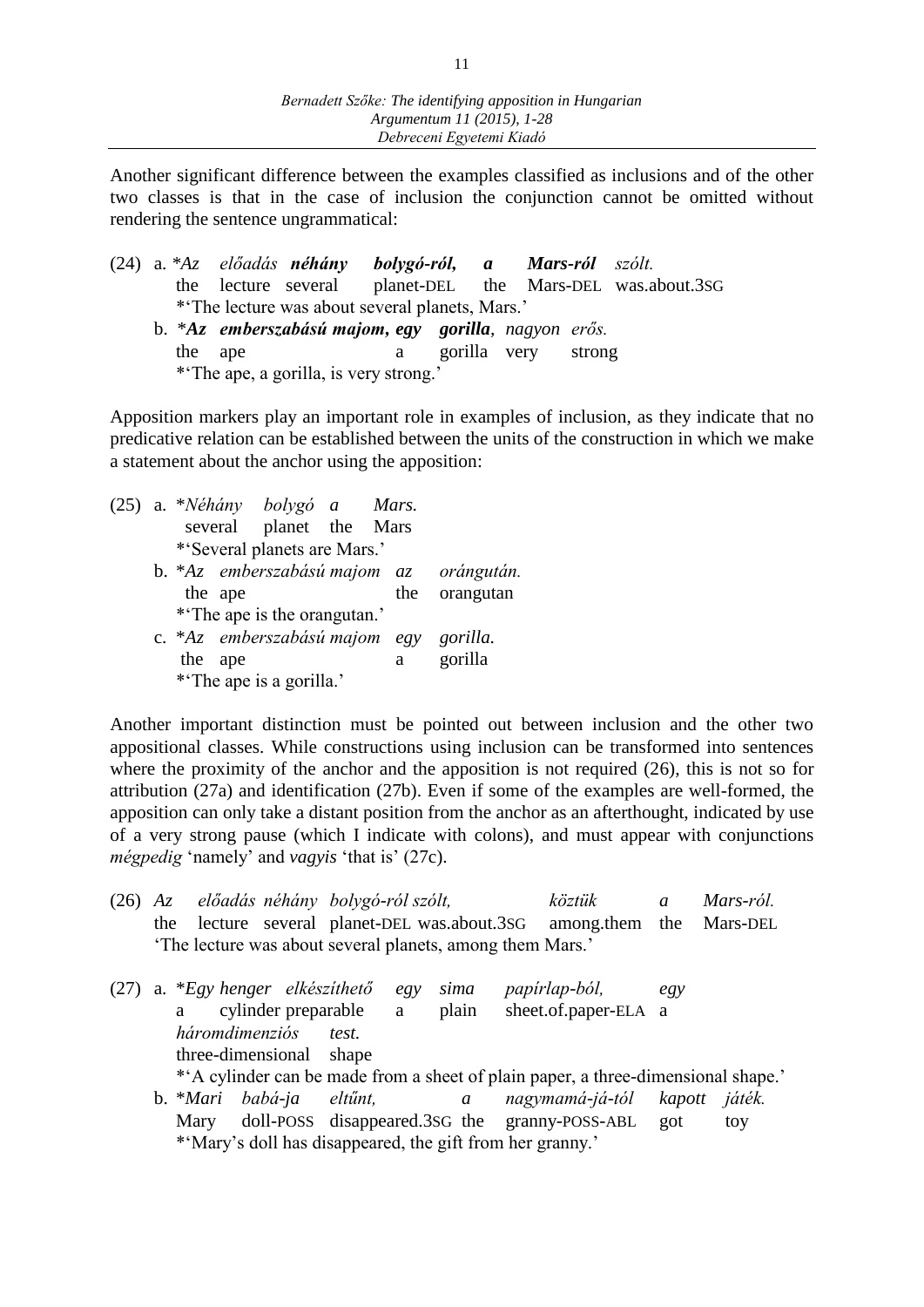Another significant difference between the examples classified as inclusions and of the other two classes is that in the case of inclusion the conjunction cannot be omitted without rendering the sentence ungrammatical:

(24) a. *\**Az előadás **néhány bolygó-ról, a Mars-ról** szólt.*
the lecture several planet-DEL the Mars-DEL was.about.3SG
\*'The lecture was about several planets, Mars.'

b. *\****Az emberszabású majom, egy gorilla**, nagyon erős.*
the ape a gorilla very strong
\*'The ape, a gorilla, is very strong.'

Apposition markers play an important role in examples of inclusion, as they indicate that no predicative relation can be established between the units of the construction in which we make a statement about the anchor using the apposition:

(25) a. \**Néhány bolygó a Mars.*
several planet the Mars
\*'Several planets are Mars.'

b. \**Az emberszabású majom az orángután.*
the ape the orangutan
\*'The ape is the orangutan.'

c. \**Az emberszabású majom egy gorilla.*
the ape a gorilla
\*'The ape is a gorilla.'

Another important distinction must be pointed out between inclusion and the other two appositional classes. While constructions using inclusion can be transformed into sentences where the proximity of the anchor and the apposition is not required (26), this is not so for attribution (27a) and identification (27b). Even if some of the examples are well-formed, the apposition can only take a distant position from the anchor as an afterthought, indicated by use of a very strong pause (which I indicate with colons), and must appear with conjunctions *mégpedig* 'namely' and *vagyis* 'that is' (27c).

(26) *Az előadás néhány bolygó-ról szólt, köztük a Mars-ról.*
the lecture several planet-DEL was.about.3SG among.them the Mars-DEL
'The lecture was about several planets, among them Mars.'

(27) a. \**Egy henger elkészíthető egy sima papírlap-ból, egy háromdimenziós test.*
a cylinder preparable a plain sheet.of.paper-ELA a three-dimensional shape
\*'A cylinder can be made from a sheet of plain paper, a three-dimensional shape.'

b. \**Mari babá-ja eltűnt, a nagymamá-já-tól kapott játék.*
Mary doll-POSS disappeared.3SG the granny-POSS-ABL got toy
\*'Mary's doll has disappeared, the gift from her granny.'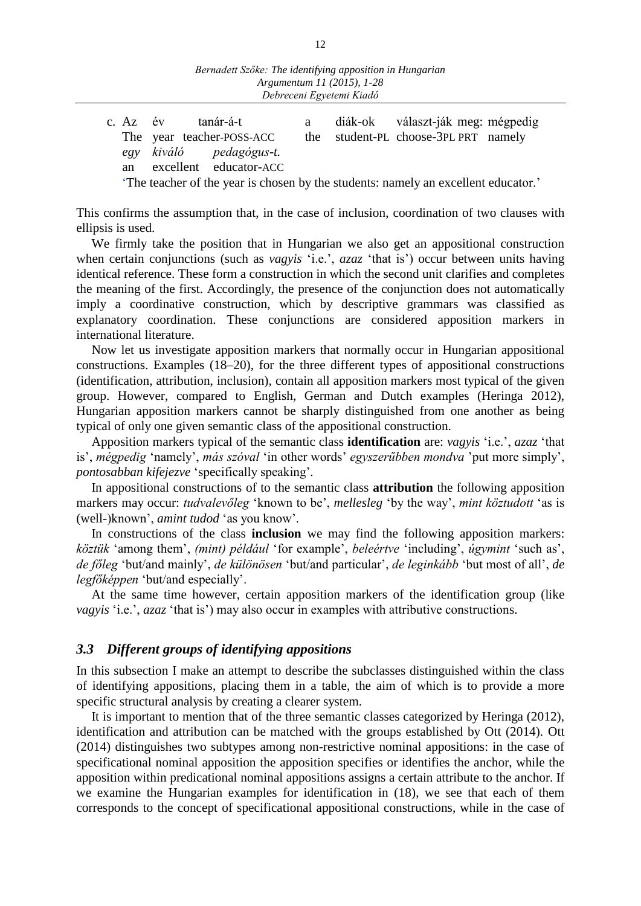c. Az év tanár-á-t a diák-ok választ-ják meg: mégpedig
The year teacher-POSS-ACC the student-PL choose-3PL PRT namely
*egy kiváló pedagógus-t.*
an excellent educator-ACC
'The teacher of the year is chosen by the students: namely an excellent educator.'

This confirms the assumption that, in the case of inclusion, coordination of two clauses with ellipsis is used.

We firmly take the position that in Hungarian we also get an appositional construction when certain conjunctions (such as *vagyis* 'i.e.', *azaz* 'that is') occur between units having identical reference. These form a construction in which the second unit clarifies and completes the meaning of the first. Accordingly, the presence of the conjunction does not automatically imply a coordinative construction, which by descriptive grammars was classified as explanatory coordination. These conjunctions are considered apposition markers in international literature.

Now let us investigate apposition markers that normally occur in Hungarian appositional constructions. Examples (18–20), for the three different types of appositional constructions (identification, attribution, inclusion), contain all apposition markers most typical of the given group. However, compared to English, German and Dutch examples (Heringa 2012), Hungarian apposition markers cannot be sharply distinguished from one another as being typical of only one given semantic class of the appositional construction.

Apposition markers typical of the semantic class **identification** are: *vagyis* 'i.e.', *azaz* 'that is', *mégpedig* 'namely', *más szóval* 'in other words' *egyszerűbben mondva* 'put more simply', *pontosabban kifejezve* 'specifically speaking'.

In appositional constructions of to the semantic class **attribution** the following apposition markers may occur: *tudvalevőleg* 'known to be', *mellesleg* 'by the way', *mint köztudott* 'as is (well-)known', *amint tudod* 'as you know'.

In constructions of the class **inclusion** we may find the following apposition markers: *köztük* 'among them', *(mint) például* 'for example', *beleértve* 'including', *úgymint* 'such as', *de főleg* 'but/and mainly', *de különösen* 'but/and particular', *de leginkább* 'but most of all', *de legfőképpen* 'but/and especially'.

At the same time however, certain apposition markers of the identification group (like *vagyis* 'i.e.', *azaz* 'that is') may also occur in examples with attributive constructions.

### *3.3 Different groups of identifying appositions*

In this subsection I make an attempt to describe the subclasses distinguished within the class of identifying appositions, placing them in a table, the aim of which is to provide a more specific structural analysis by creating a clearer system.

It is important to mention that of the three semantic classes categorized by Heringa (2012), identification and attribution can be matched with the groups established by Ott (2014). Ott (2014) distinguishes two subtypes among non-restrictive nominal appositions: in the case of specificational nominal apposition the apposition specifies or identifies the anchor, while the apposition within predicational nominal appositions assigns a certain attribute to the anchor. If we examine the Hungarian examples for identification in (18), we see that each of them corresponds to the concept of specificational appositional constructions, while in the case of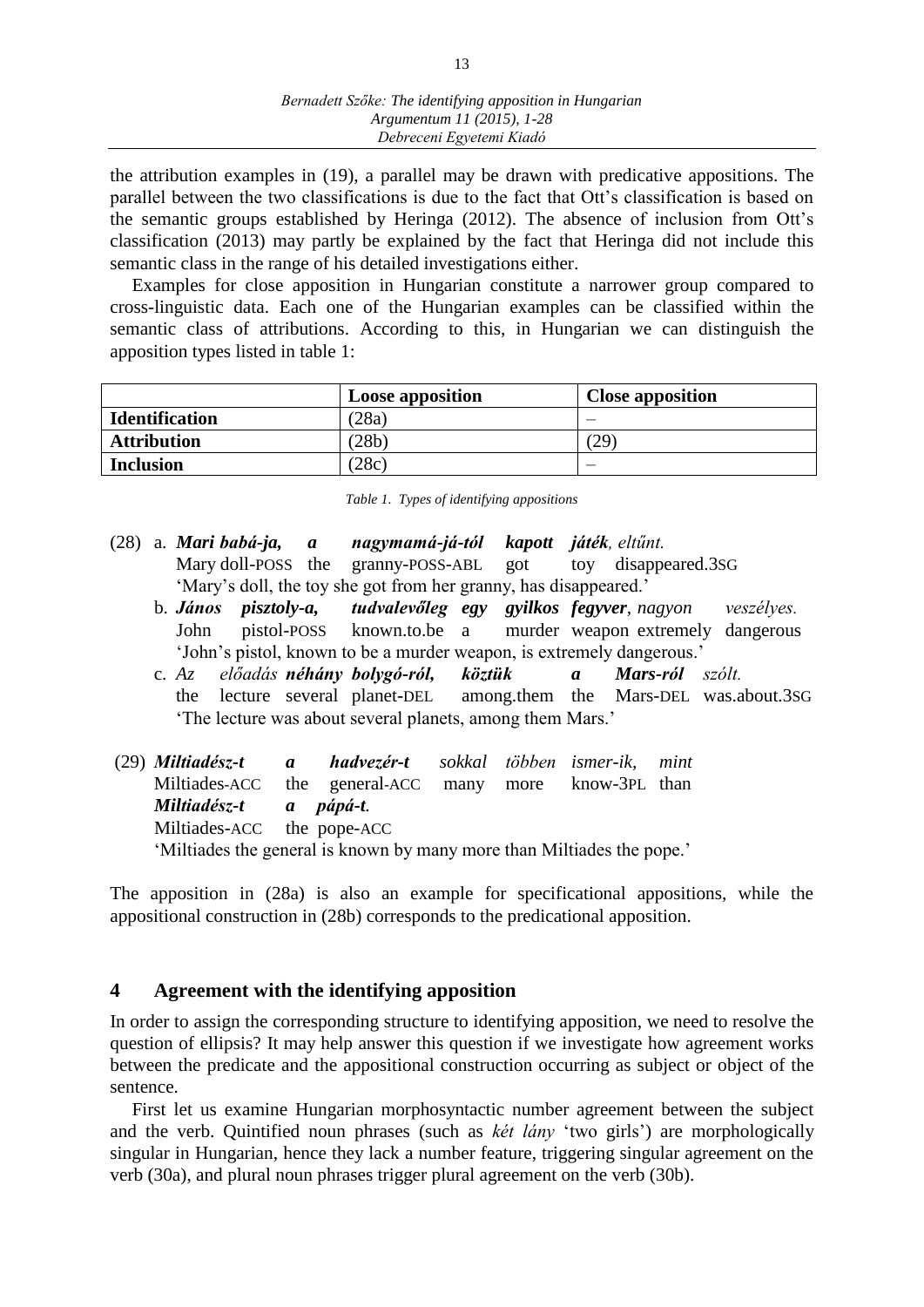the attribution examples in (19), a parallel may be drawn with predicative appositions. The parallel between the two classifications is due to the fact that Ott's classification is based on the semantic groups established by Heringa (2012). The absence of inclusion from Ott's classification (2013) may partly be explained by the fact that Heringa did not include this semantic class in the range of his detailed investigations either.

Examples for close apposition in Hungarian constitute a narrower group compared to cross-linguistic data. Each one of the Hungarian examples can be classified within the semantic class of attributions. According to this, in Hungarian we can distinguish the apposition types listed in table 1:

| | **Loose apposition** | **Close apposition** |
|---|---|---|
| **Identification** | (28a) | – |
| **Attribution** | (28b) | (29) |
| **Inclusion** | (28c) | – |

*Table 1. Types of identifying appositions*

(28) a. ***Mari babá-ja, a nagymamá-já-tól kapott játék**, eltűnt.*
Mary doll-POSS the granny-POSS-ABL got toy disappeared.3SG
'Mary's doll, the toy she got from her granny, has disappeared.'

b. ***János pisztoly-a, tudvalevőleg egy gyilkos fegyver**, nagyon veszélyes.*
John pistol-POSS known.to.be a murder weapon extremely dangerous
'John's pistol, known to be a murder weapon, is extremely dangerous.'

c. *Az előadás **néhány bolygó-ról, köztük a Mars-ról** szólt.*
the lecture several planet-DEL among.them the Mars-DEL was.about.3SG
'The lecture was about several planets, among them Mars.'

(29) ***Miltiadész-t a hadvezér-t** sokkal többen ismer-ik, mint **Miltiadész-t a pápá-t**.*
Miltiades-ACC the general-ACC many more know-3PL than Miltiades-ACC the pope-ACC
'Miltiades the general is known by many more than Miltiades the pope.'

The apposition in (28a) is also an example for specificational appositions, while the appositional construction in (28b) corresponds to the predicational apposition.

## 4 Agreement with the identifying apposition

In order to assign the corresponding structure to identifying apposition, we need to resolve the question of ellipsis? It may help answer this question if we investigate how agreement works between the predicate and the appositional construction occurring as subject or object of the sentence.

First let us examine Hungarian morphosyntactic number agreement between the subject and the verb. Quintified noun phrases (such as *két lány* 'two girls') are morphologically singular in Hungarian, hence they lack a number feature, triggering singular agreement on the verb (30a), and plural noun phrases trigger plural agreement on the verb (30b).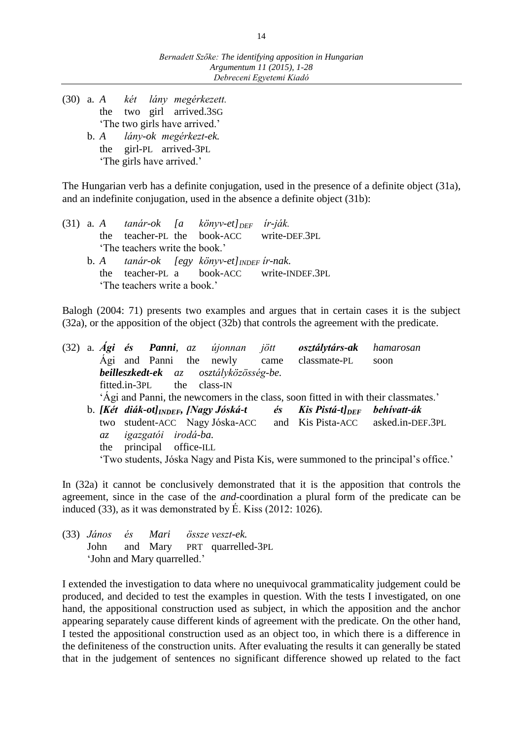(30) a. *A két lány megérkezett.*
the two girl arrived.3SG
'The two girls have arrived.'

b. *A lány-ok megérkezt-ek.*
the girl-PL arrived-3PL
'The girls have arrived.'

The Hungarian verb has a definite conjugation, used in the presence of a definite object (31a), and an indefinite conjugation, used in the absence a definite object (31b):

(31) a. *A tanár-ok [a könyv-et]$_{DEF}$ ír-ják.*
the teacher-PL the book-ACC write-DEF.3PL
'The teachers write the book.'

b. *A tanár-ok [egy könyv-et]$_{INDEF}$ ír-nak.*
the teacher-PL a book-ACC write-INDEF.3PL
'The teachers write a book.'

Balogh (2004: 71) presents two examples and argues that in certain cases it is the subject (32a), or the apposition of the object (32b) that controls the agreement with the predicate.

(32) a. ***Ági és Panni**, az újonnan jött **osztálytárs-ak** hamarosan **beilleszkedt-ek** az osztályközösség-be.*
Ági and Panni the newly came classmate-PL soon fitted.in-3PL the class-IN
'Ági and Panni, the newcomers in the class, soon fitted in with their classmates.'

b. ***[Két diák-ot]$_{INDEF}$, [Nagy Jóská-t és Kis Pistá-t]$_{DEF}$ behívatt-ák** az igazgatói irodá-ba.*
two student-ACC Nagy Jóska-ACC and Kis Pista-ACC asked.in-DEF.3PL the principal office-ILL
'Two students, Jóska Nagy and Pista Kis, were summoned to the principal's office.'

In (32a) it cannot be conclusively demonstrated that it is the apposition that controls the agreement, since in the case of the *and*-coordination a plural form of the predicate can be induced (33), as it was demonstrated by É. Kiss (2012: 1026).

(33) *János és Mari össze veszt-ek.*
John and Mary PRT quarrelled-3PL
'John and Mary quarrelled.'

I extended the investigation to data where no unequivocal grammaticality judgement could be produced, and decided to test the examples in question. With the tests I investigated, on one hand, the appositional construction used as subject, in which the apposition and the anchor appearing separately cause different kinds of agreement with the predicate. On the other hand, I tested the appositional construction used as an object too, in which there is a difference in the definiteness of the construction units. After evaluating the results it can generally be stated that in the judgement of sentences no significant difference showed up related to the fact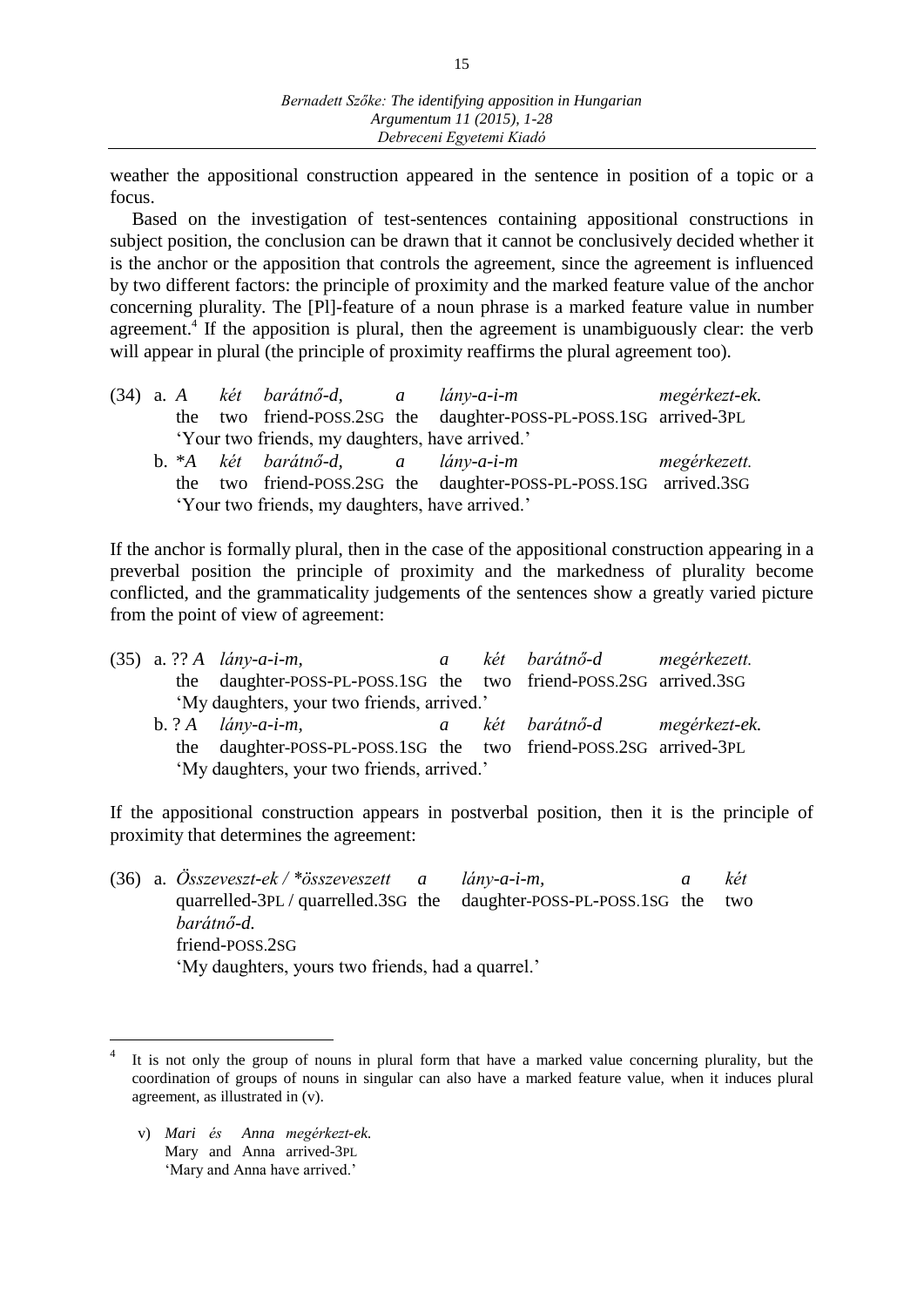weather the appositional construction appeared in the sentence in position of a topic or a focus.

Based on the investigation of test-sentences containing appositional constructions in subject position, the conclusion can be drawn that it cannot be conclusively decided whether it is the anchor or the apposition that controls the agreement, since the agreement is influenced by two different factors: the principle of proximity and the marked feature value of the anchor concerning plurality. The [Pl]-feature of a noun phrase is a marked feature value in number agreement.[4] If the apposition is plural, then the agreement is unambiguously clear: the verb will appear in plural (the principle of proximity reaffirms the plural agreement too).

(34) a. *A két barátnő-d, a lány-a-i-m megérkezt-ek.*
the two friend-POSS.2SG the daughter-POSS-PL-POSS.1SG arrived-3PL
'Your two friends, my daughters, have arrived.'

b. \**A két barátnő-d, a lány-a-i-m megérkezett.*
the two friend-POSS.2SG the daughter-POSS-PL-POSS.1SG arrived.3SG
'Your two friends, my daughters, have arrived.'

If the anchor is formally plural, then in the case of the appositional construction appearing in a preverbal position the principle of proximity and the markedness of plurality become conflicted, and the grammaticality judgements of the sentences show a greatly varied picture from the point of view of agreement:

(35) a. ?? *A lány-a-i-m, a két barátnő-d megérkezett.*
the daughter-POSS-PL-POSS.1SG the two friend-POSS.2SG arrived.3SG
'My daughters, your two friends, arrived.'

b. ? *A lány-a-i-m, a két barátnő-d megérkezt-ek.*
the daughter-POSS-PL-POSS.1SG the two friend-POSS.2SG arrived-3PL
'My daughters, your two friends, arrived.'

If the appositional construction appears in postverbal position, then it is the principle of proximity that determines the agreement:

(36) a. *Összeveszt-ek / \*összeveszett a lány-a-i-m, a két barátnő-d.*
quarrelled-3PL / quarrelled.3SG the daughter-POSS-PL-POSS.1SG the two friend-POSS.2SG
'My daughters, yours two friends, had a quarrel.'

---

[4] It is not only the group of nouns in plural form that have a marked value concerning plurality, but the coordination of groups of nouns in singular can also have a marked feature value, when it induces plural agreement, as illustrated in (v).

v) *Mari és Anna megérkezt-ek.*
Mary and Anna arrived-3PL
'Mary and Anna have arrived.'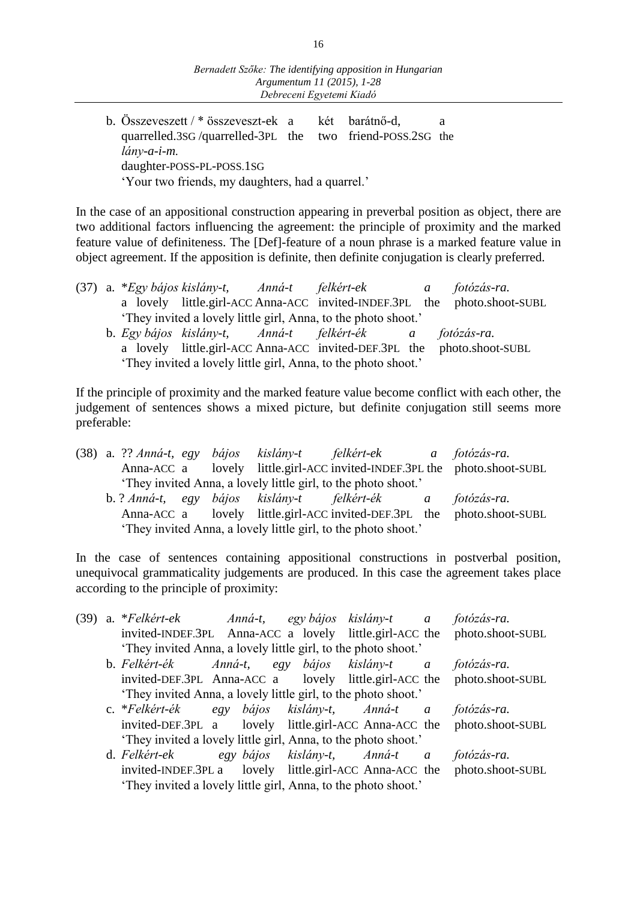b. Összeveszett / * összeveszt-ek a két barátnő-d, a
   quarrelled.3SG /quarrelled-3PL the two friend-POSS.2SG the
   *lány-a-i-m.*
   daughter-POSS-PL-POSS.1SG
   'Your two friends, my daughters, had a quarrel.'

In the case of an appositional construction appearing in preverbal position as object, there are two additional factors influencing the agreement: the principle of proximity and the marked feature value of definiteness. The [Def]-feature of a noun phrase is a marked feature value in object agreement. If the apposition is definite, then definite conjugation is clearly preferred.

(37) a. \**Egy bájos kislány-t, Anná-t felkért-ek a fotózás-ra.*
   a lovely little.girl-ACC Anna-ACC invited-INDEF.3PL the photo.shoot-SUBL
   'They invited a lovely little girl, Anna, to the photo shoot.'

   b. *Egy bájos kislány-t, Anná-t felkért-ék a fotózás-ra.*
   a lovely little.girl-ACC Anna-ACC invited-DEF.3PL the photo.shoot-SUBL
   'They invited a lovely little girl, Anna, to the photo shoot.'

If the principle of proximity and the marked feature value become conflict with each other, the judgement of sentences shows a mixed picture, but definite conjugation still seems more preferable:

(38) a. ?? *Anná-t, egy bájos kislány-t felkért-ek a fotózás-ra.*
   Anna-ACC a lovely little.girl-ACC invited-INDEF.3PL the photo.shoot-SUBL
   'They invited Anna, a lovely little girl, to the photo shoot.'

   b. ? *Anná-t, egy bájos kislány-t felkért-ék a fotózás-ra.*
   Anna-ACC a lovely little.girl-ACC invited-DEF.3PL the photo.shoot-SUBL
   'They invited Anna, a lovely little girl, to the photo shoot.'

In the case of sentences containing appositional constructions in postverbal position, unequivocal grammaticality judgements are produced. In this case the agreement takes place according to the principle of proximity:

(39) a. \**Felkért-ek Anná-t, egy bájos kislány-t a fotózás-ra.*
   invited-INDEF.3PL Anna-ACC a lovely little.girl-ACC the photo.shoot-SUBL
   'They invited Anna, a lovely little girl, to the photo shoot.'

   b. *Felkért-ék Anná-t, egy bájos kislány-t a fotózás-ra.*
   invited-DEF.3PL Anna-ACC a lovely little.girl-ACC the photo.shoot-SUBL
   'They invited Anna, a lovely little girl, to the photo shoot.'

   c. \**Felkért-ék egy bájos kislány-t, Anná-t a fotózás-ra.*
   invited-DEF.3PL a lovely little.girl-ACC Anna-ACC the photo.shoot-SUBL
   'They invited a lovely little girl, Anna, to the photo shoot.'

   d. *Felkért-ek egy bájos kislány-t, Anná-t a fotózás-ra.*
   invited-INDEF.3PL a lovely little.girl-ACC Anna-ACC the photo.shoot-SUBL
   'They invited a lovely little girl, Anna, to the photo shoot.'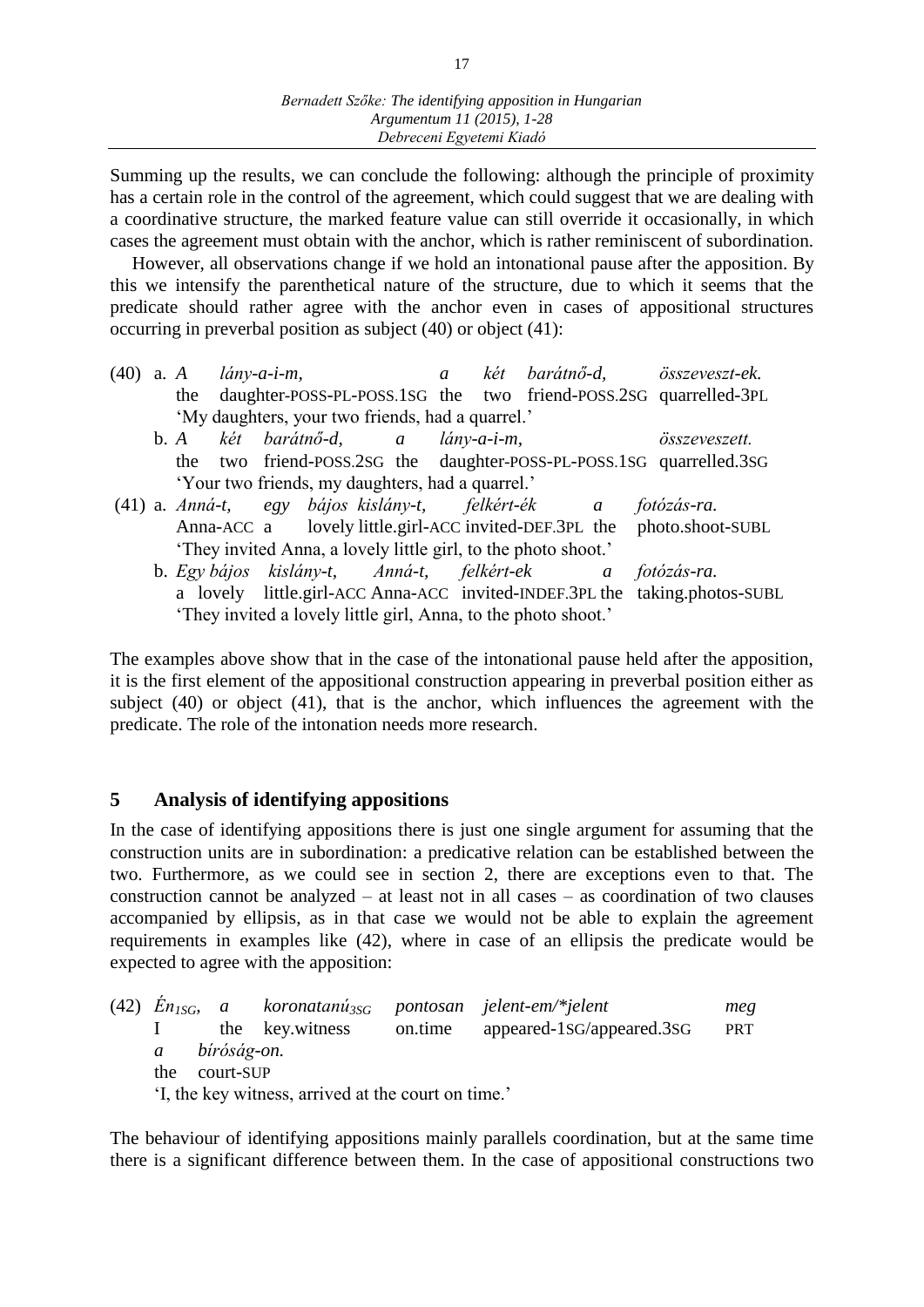Summing up the results, we can conclude the following: although the principle of proximity has a certain role in the control of the agreement, which could suggest that we are dealing with a coordinative structure, the marked feature value can still override it occasionally, in which cases the agreement must obtain with the anchor, which is rather reminiscent of subordination.

However, all observations change if we hold an intonational pause after the apposition. By this we intensify the parenthetical nature of the structure, due to which it seems that the predicate should rather agree with the anchor even in cases of appositional structures occurring in preverbal position as subject (40) or object (41):

(40) a. *A lány-a-i-m, a két barátnő-d, összeveszt-ek.*
the daughter-POSS-PL-POSS.1SG the two friend-POSS.2SG quarrelled-3PL
'My daughters, your two friends, had a quarrel.'

b. *A két barátnő-d, a lány-a-i-m, összeveszett.*
the two friend-POSS.2SG the daughter-POSS-PL-POSS.1SG quarrelled.3SG
'Your two friends, my daughters, had a quarrel.'

(41) a. *Anná-t, egy bájos kislány-t, felkért-ék a fotózás-ra.*
Anna-ACC a lovely little.girl-ACC invited-DEF.3PL the photo.shoot-SUBL
'They invited Anna, a lovely little girl, to the photo shoot.'

b. *Egy bájos kislány-t, Anná-t, felkért-ek a fotózás-ra.*
a lovely little.girl-ACC Anna-ACC invited-INDEF.3PL the taking.photos-SUBL
'They invited a lovely little girl, Anna, to the photo shoot.'

The examples above show that in the case of the intonational pause held after the apposition, it is the first element of the appositional construction appearing in preverbal position either as subject (40) or object (41), that is the anchor, which influences the agreement with the predicate. The role of the intonation needs more research.

## 5 Analysis of identifying appositions

In the case of identifying appositions there is just one single argument for assuming that the construction units are in subordination: a predicative relation can be established between the two. Furthermore, as we could see in section 2, there are exceptions even to that. The construction cannot be analyzed – at least not in all cases – as coordination of two clauses accompanied by ellipsis, as in that case we would not be able to explain the agreement requirements in examples like (42), where in case of an ellipsis the predicate would be expected to agree with the apposition:

(42) *Én*$_{1SG}$*, a koronatanú*$_{3SG}$ *pontosan jelent-em/\*jelent meg a bíróság-on.*
I the key.witness on.time appeared-1SG/appeared.3SG PRT the court-SUP
'I, the key witness, arrived at the court on time.'

The behaviour of identifying appositions mainly parallels coordination, but at the same time there is a significant difference between them. In the case of appositional constructions two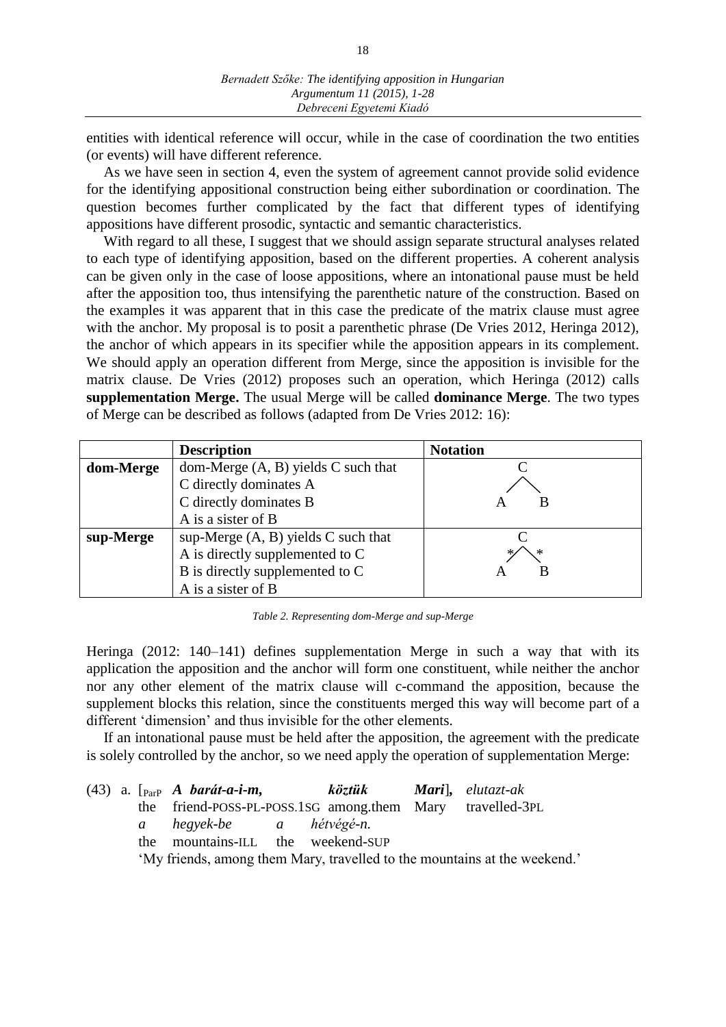entities with identical reference will occur, while in the case of coordination the two entities (or events) will have different reference.

As we have seen in section 4, even the system of agreement cannot provide solid evidence for the identifying appositional construction being either subordination or coordination. The question becomes further complicated by the fact that different types of identifying appositions have different prosodic, syntactic and semantic characteristics.

With regard to all these, I suggest that we should assign separate structural analyses related to each type of identifying apposition, based on the different properties. A coherent analysis can be given only in the case of loose appositions, where an intonational pause must be held after the apposition too, thus intensifying the parenthetic nature of the construction. Based on the examples it was apparent that in this case the predicate of the matrix clause must agree with the anchor. My proposal is to posit a parenthetic phrase (De Vries 2012, Heringa 2012), the anchor of which appears in its specifier while the apposition appears in its complement. We should apply an operation different from Merge, since the apposition is invisible for the matrix clause. De Vries (2012) proposes such an operation, which Heringa (2012) calls **supplementation Merge.** The usual Merge will be called **dominance Merge**. The two types of Merge can be described as follows (adapted from De Vries 2012: 16):

| | **Description** | **Notation** |
|---|---|---|
| **dom-Merge** | dom-Merge (A, B) yields C such that<br>C directly dominates A<br>C directly dominates B<br>A is a sister of B | C<br>/ \\<br>A B |
| **sup-Merge** | sup-Merge (A, B) yields C such that<br>A is directly supplemented to C<br>B is directly supplemented to C<br>A is a sister of B | C<br>*/ \\*<br>A B |

*Table 2. Representing dom-Merge and sup-Merge*

Heringa (2012: 140–141) defines supplementation Merge in such a way that with its application the apposition and the anchor will form one constituent, while neither the anchor nor any other element of the matrix clause will c-command the apposition, because the supplement blocks this relation, since the constituents merged this way will become part of a different 'dimension' and thus invisible for the other elements.

If an intonational pause must be held after the apposition, the agreement with the predicate is solely controlled by the anchor, so we need apply the operation of supplementation Merge:

(43) a. [$_{\text{ParP}}$ ***A barát-a-i-m,*** ***köztük*** ***Mari***], *elutazt-ak*
the friend-POSS-PL-POSS.1SG among.them Mary travelled-3PL
*a hegyek-be a hétvégé-n.*
the mountains-ILL the weekend-SUP
'My friends, among them Mary, travelled to the mountains at the weekend.'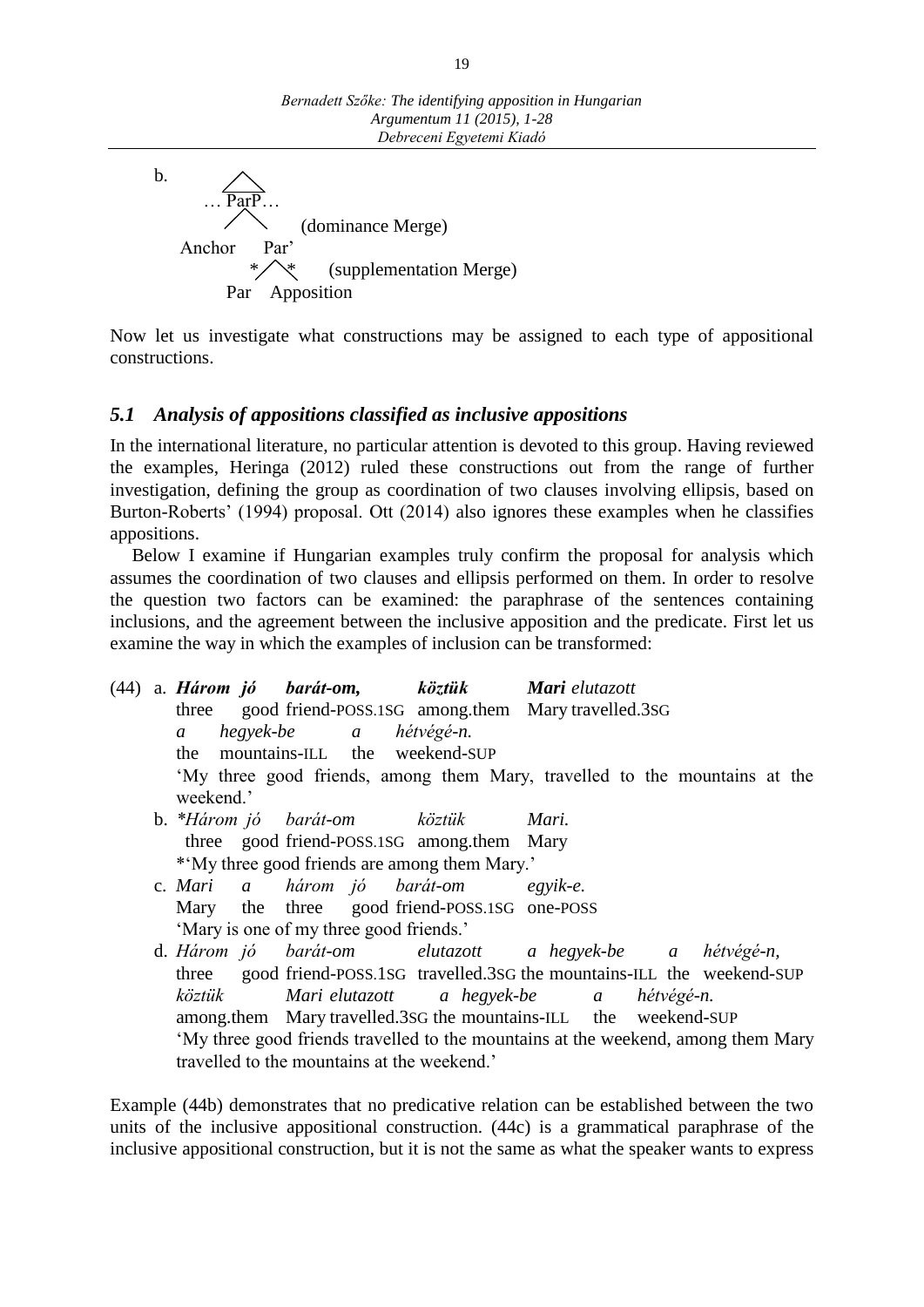b.

```
      /\
   … ParP…
      /\          (dominance Merge)
 Anchor   Par'
         * /\ *     (supplementation Merge)
        Par   Apposition
```

Now let us investigate what constructions may be assigned to each type of appositional constructions.

## *5.1 Analysis of appositions classified as inclusive appositions*

In the international literature, no particular attention is devoted to this group. Having reviewed the examples, Heringa (2012) ruled these constructions out from the range of further investigation, defining the group as coordination of two clauses involving ellipsis, based on Burton-Roberts' (1994) proposal. Ott (2014) also ignores these examples when he classifies appositions.

Below I examine if Hungarian examples truly confirm the proposal for analysis which assumes the coordination of two clauses and ellipsis performed on them. In order to resolve the question two factors can be examined: the paraphrase of the sentences containing inclusions, and the agreement between the inclusive apposition and the predicate. First let us examine the way in which the examples of inclusion can be transformed:

(44) a. ***Három jó barát-om,*** ***köztük*** ***Mari*** *elutazott*
three good friend-POSS.1SG among.them Mary travelled.3SG
*a hegyek-be a hétvégé-n.*
the mountains-ILL the weekend-SUP
'My three good friends, among them Mary, travelled to the mountains at the weekend.'

b. *\*Három jó barát-om köztük Mari.*
three good friend-POSS.1SG among.them Mary
\*'My three good friends are among them Mary.'

c. *Mari a három jó barát-om egyik-e.*
Mary the three good friend-POSS.1SG one-POSS
'Mary is one of my three good friends.'

d. *Három jó barát-om elutazott a hegyek-be a hétvégé-n,*
three good friend-POSS.1SG travelled.3SG the mountains-ILL the weekend-SUP
*köztük Mari elutazott a hegyek-be a hétvégé-n.*
among.them Mary travelled.3SG the mountains-ILL the weekend-SUP
'My three good friends travelled to the mountains at the weekend, among them Mary travelled to the mountains at the weekend.'

Example (44b) demonstrates that no predicative relation can be established between the two units of the inclusive appositional construction. (44c) is a grammatical paraphrase of the inclusive appositional construction, but it is not the same as what the speaker wants to express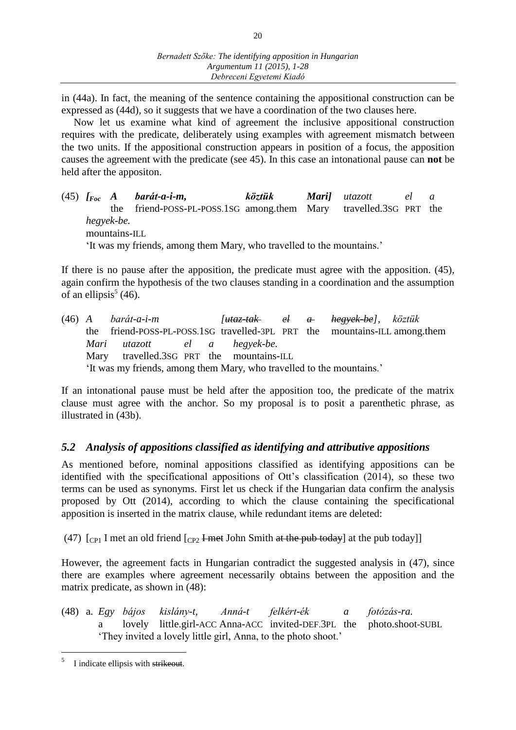in (44a). In fact, the meaning of the sentence containing the appositional construction can be expressed as (44d), so it suggests that we have a coordination of the two clauses here.

Now let us examine what kind of agreement the inclusive appositional construction requires with the predicate, deliberately using examples with agreement mismatch between the two units. If the appositional construction appears in position of a focus, the apposition causes the agreement with the predicate (see 45). In this case an intonational pause can **not** be held after the appositon.

(45) ***[<sub>Foc</sub> A barát-a-i-m, köztük Mari]*** *utazott el a hegyek-be.*
the friend-POSS-PL-POSS.1SG among.them Mary travelled.3SG PRT the mountains-ILL
'It was my friends, among them Mary, who travelled to the mountains.'

If there is no pause after the apposition, the predicate must agree with the apposition. (45), again confirm the hypothesis of the two clauses standing in a coordination and the assumption of an ellipsis[5] (46).

(46) *A barát-a-i-m [~~utaz-tak el a hegyek-be~~], köztük Mari utazott el a hegyek-be.*
the friend-POSS-PL-POSS.1SG travelled-3PL PRT the mountains-ILL among.them Mary travelled.3SG PRT the mountains-ILL
'It was my friends, among them Mary, who travelled to the mountains.'

If an intonational pause must be held after the apposition too, the predicate of the matrix clause must agree with the anchor. So my proposal is to posit a parenthetic phrase, as illustrated in (43b).

### *5.2 Analysis of appositions classified as identifying and attributive appositions*

As mentioned before, nominal appositions classified as identifying appositions can be identified with the specificational appositions of Ott's classification (2014), so these two terms can be used as synonyms. First let us check if the Hungarian data confirm the analysis proposed by Ott (2014), according to which the clause containing the specificational apposition is inserted in the matrix clause, while redundant items are deleted:

(47) [$_{CP1}$ I met an old friend [$_{CP2}$ ~~I met~~ John Smith ~~at the pub today~~] at the pub today]]

However, the agreement facts in Hungarian contradict the suggested analysis in (47), since there are examples where agreement necessarily obtains between the apposition and the matrix predicate, as shown in (48):

(48) a. *Egy bájos kislány-t, Anná-t felkért-ék a fotózás-ra.*
a lovely little.girl-ACC Anna-ACC invited-DEF.3PL the photo.shoot-SUBL
'They invited a lovely little girl, Anna, to the photo shoot.'

---

[5] I indicate ellipsis with ~~strikeout~~.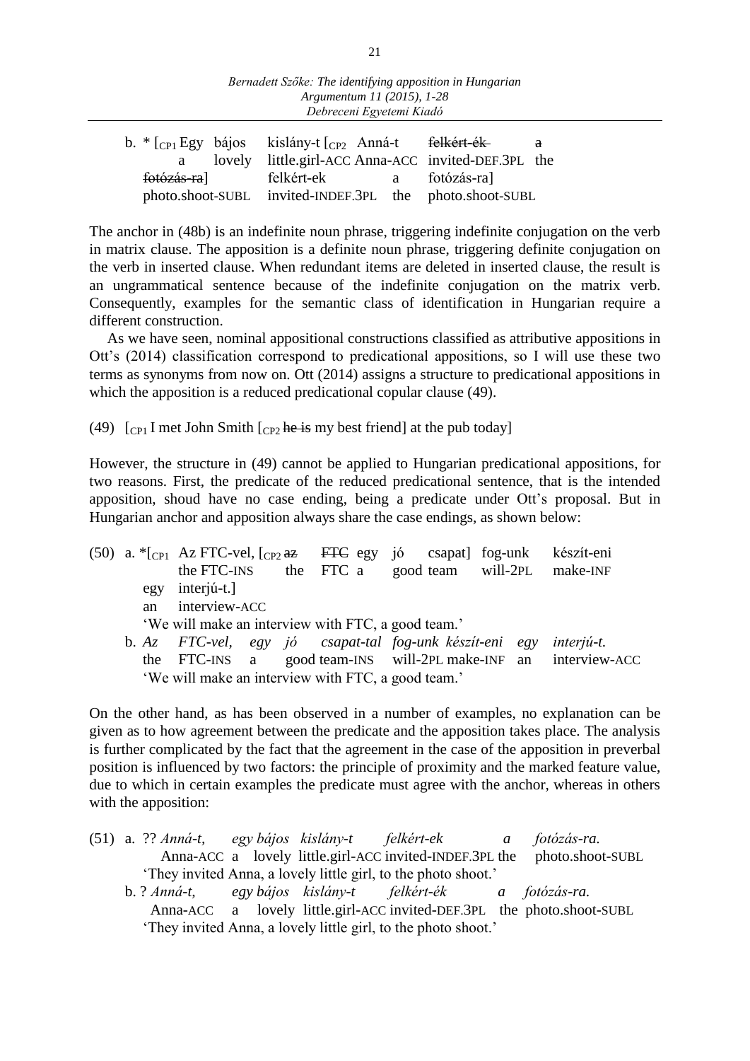b. * [$_{CP1}$ Egy bájos kislány-t [$_{CP2}$ Anná-t ~~felkért-ék~~ ~~a~~
   a lovely little.girl-ACC Anna-ACC invited-DEF.3PL the
   ~~fotózás-ra~~] felkért-ek a fotózás-ra]
   photo.shoot-SUBL invited-INDEF.3PL the photo.shoot-SUBL

The anchor in (48b) is an indefinite noun phrase, triggering indefinite conjugation on the verb in matrix clause. The apposition is a definite noun phrase, triggering definite conjugation on the verb in inserted clause. When redundant items are deleted in inserted clause, the result is an ungrammatical sentence because of the indefinite conjugation on the matrix verb. Consequently, examples for the semantic class of identification in Hungarian require a different construction.

As we have seen, nominal appositional constructions classified as attributive appositions in Ott's (2014) classification correspond to predicational appositions, so I will use these two terms as synonyms from now on. Ott (2014) assigns a structure to predicational appositions in which the apposition is a reduced predicational copular clause (49).

(49) [$_{CP1}$ I met John Smith [$_{CP2}$ ~~he is~~ my best friend] at the pub today]

However, the structure in (49) cannot be applied to Hungarian predicational appositions, for two reasons. First, the predicate of the reduced predicational sentence, that is the intended apposition, shoud have no case ending, being a predicate under Ott's proposal. But in Hungarian anchor and apposition always share the case endings, as shown below:

(50) a. *[$_{CP1}$ Az FTC-vel, [$_{CP2}$ ~~az~~ ~~FTC~~ egy jó csapat] fog-unk készít-eni
   the FTC-INS the FTC a good team will-2PL make-INF
   egy interjú-t.]
   an interview-ACC
   'We will make an interview with FTC, a good team.'

b. *Az FTC-vel, egy jó csapat-tal fog-unk készít-eni egy interjú-t.*
   the FTC-INS a good team-INS will-2PL make-INF an interview-ACC
   'We will make an interview with FTC, a good team.'

On the other hand, as has been observed in a number of examples, no explanation can be given as to how agreement between the predicate and the apposition takes place. The analysis is further complicated by the fact that the agreement in the case of the apposition in preverbal position is influenced by two factors: the principle of proximity and the marked feature value, due to which in certain examples the predicate must agree with the anchor, whereas in others with the apposition:

(51) a. ?? *Anná-t, egy bájos kislány-t felkért-ek a fotózás-ra.*
   Anna-ACC a lovely little.girl-ACC invited-INDEF.3PL the photo.shoot-SUBL
   'They invited Anna, a lovely little girl, to the photo shoot.'

b. ? *Anná-t, egy bájos kislány-t felkért-ék a fotózás-ra.*
   Anna-ACC a lovely little.girl-ACC invited-DEF.3PL the photo.shoot-SUBL
   'They invited Anna, a lovely little girl, to the photo shoot.'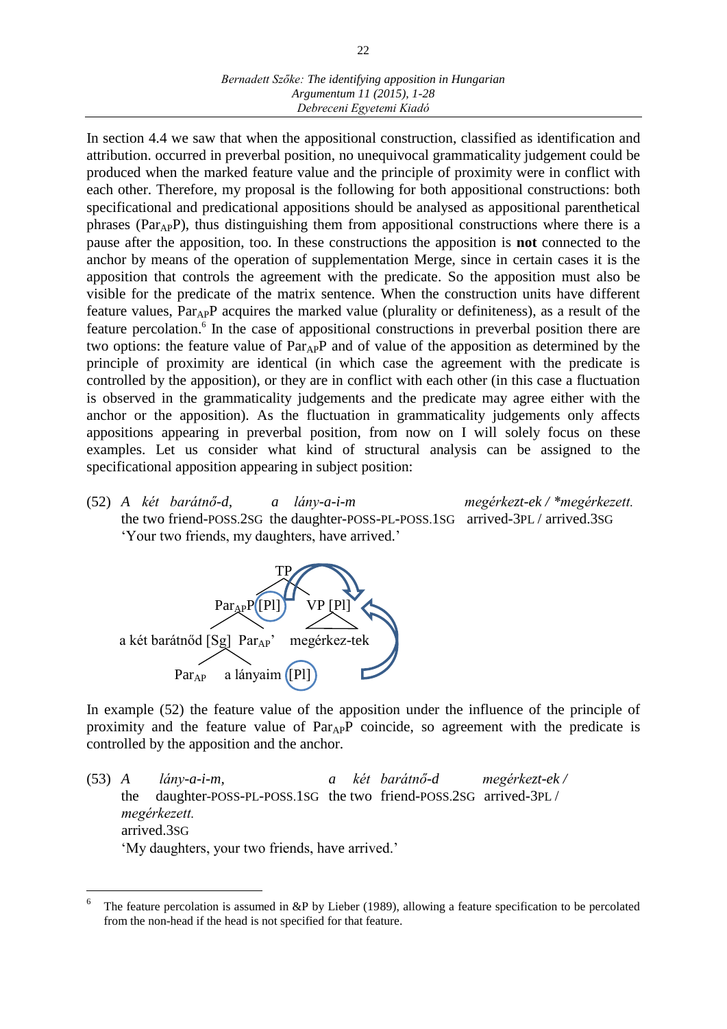In section 4.4 we saw that when the appositional construction, classified as identification and attribution. occurred in preverbal position, no unequivocal grammaticality judgement could be produced when the marked feature value and the principle of proximity were in conflict with each other. Therefore, my proposal is the following for both appositional constructions: both specificational and predicational appositions should be analysed as appositional parenthetical phrases ($\text{Par}_{AP}$P), thus distinguishing them from appositional constructions where there is a pause after the apposition, too. In these constructions the apposition is **not** connected to the anchor by means of the operation of supplementation Merge, since in certain cases it is the apposition that controls the agreement with the predicate. So the apposition must also be visible for the predicate of the matrix sentence. When the construction units have different feature values, $\text{Par}_{AP}$P acquires the marked value (plurality or definiteness), as a result of the feature percolation.[6] In the case of appositional constructions in preverbal position there are two options: the feature value of $\text{Par}_{AP}$P and of value of the apposition as determined by the principle of proximity are identical (in which case the agreement with the predicate is controlled by the apposition), or they are in conflict with each other (in this case a fluctuation is observed in the grammaticality judgements and the predicate may agree either with the anchor or the apposition). As the fluctuation in grammaticality judgements only affects appositions appearing in preverbal position, from now on I will solely focus on these examples. Let us consider what kind of structural analysis can be assigned to the specificational apposition appearing in subject position:

(52) *A két barátnő-d, a lány-a-i-m megérkezt-ek / \*megérkezett.*
the two friend-POSS.2SG the daughter-POSS-PL-POSS.1SG arrived-3PL / arrived.3SG
'Your two friends, my daughters, have arrived.'

```
                    TP
                 /      \
        ParAPP [Pl]      VP [Pl]
         /       \           |
a két barátnőd [Sg]  ParAP'   megérkez-tek
                   /     \
               ParAP   a lányaim [Pl]
```

In example (52) the feature value of the apposition under the influence of the principle of proximity and the feature value of $\text{Par}_{AP}$P coincide, so agreement with the predicate is controlled by the apposition and the anchor.

(53) *A lány-a-i-m, a két barátnő-d megérkezt-ek / megérkezett.*
the daughter-POSS-PL-POSS.1SG the two friend-POSS.2SG arrived-3PL / arrived.3SG
'My daughters, your two friends, have arrived.'

---

[6] The feature percolation is assumed in &P by Lieber (1989), allowing a feature specification to be percolated from the non-head if the head is not specified for that feature.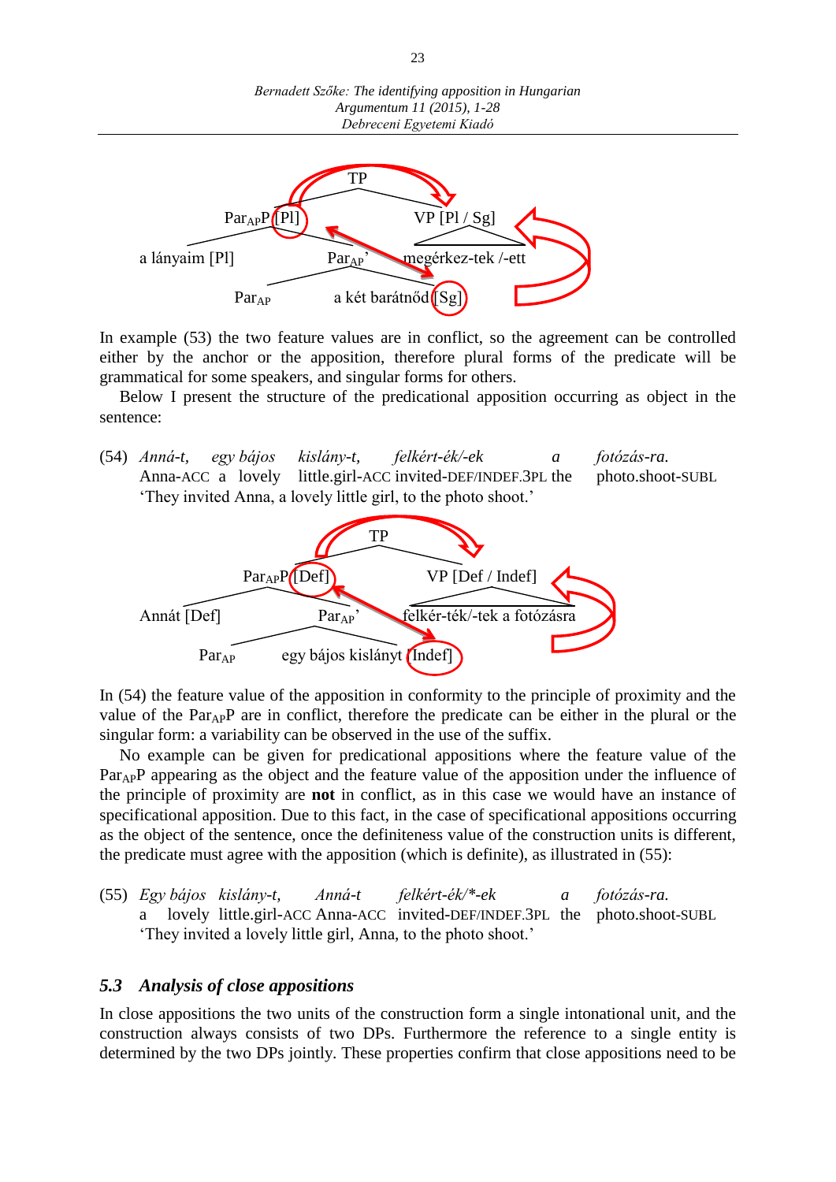TP

$Par_{AP}P$ [Pl] — VP [Pl / Sg]

a lányaim [Pl] — $Par_{AP}$' — megérkez-tek /-ett

$Par_{AP}$ — a két barátnőd [Sg]

In example (53) the two feature values are in conflict, so the agreement can be controlled either by the anchor or the apposition, therefore plural forms of the predicate will be grammatical for some speakers, and singular forms for others.

Below I present the structure of the predicational apposition occurring as object in the sentence:

(54) *Anná-t, egy bájos kislány-t, felkért-ék/-ek a fotózás-ra.*
Anna-ACC a lovely little.girl-ACC invited-DEF/INDEF.3PL the photo.shoot-SUBL
'They invited Anna, a lovely little girl, to the photo shoot.'

TP

$Par_{AP}P$ [Def] — VP [Def / Indef]

Annát [Def] — $Par_{AP}$' — felkér-ték/-tek a fotózásra

$Par_{AP}$ — egy bájos kislányt [Indef]

In (54) the feature value of the apposition in conformity to the principle of proximity and the value of the $Par_{AP}P$ are in conflict, therefore the predicate can be either in the plural or the singular form: a variability can be observed in the use of the suffix.

No example can be given for predicational appositions where the feature value of the $Par_{AP}P$ appearing as the object and the feature value of the apposition under the influence of the principle of proximity are **not** in conflict, as in this case we would have an instance of specificational apposition. Due to this fact, in the case of specificational appositions occurring as the object of the sentence, once the definiteness value of the construction units is different, the predicate must agree with the apposition (which is definite), as illustrated in (55):

(55) *Egy bájos kislány-t, Anná-t felkért-ék/\*-ek a fotózás-ra.*
a lovely little.girl-ACC Anna-ACC invited-DEF/INDEF.3PL the photo.shoot-SUBL
'They invited a lovely little girl, Anna, to the photo shoot.'

### *5.3 Analysis of close appositions*

In close appositions the two units of the construction form a single intonational unit, and the construction always consists of two DPs. Furthermore the reference to a single entity is determined by the two DPs jointly. These properties confirm that close appositions need to be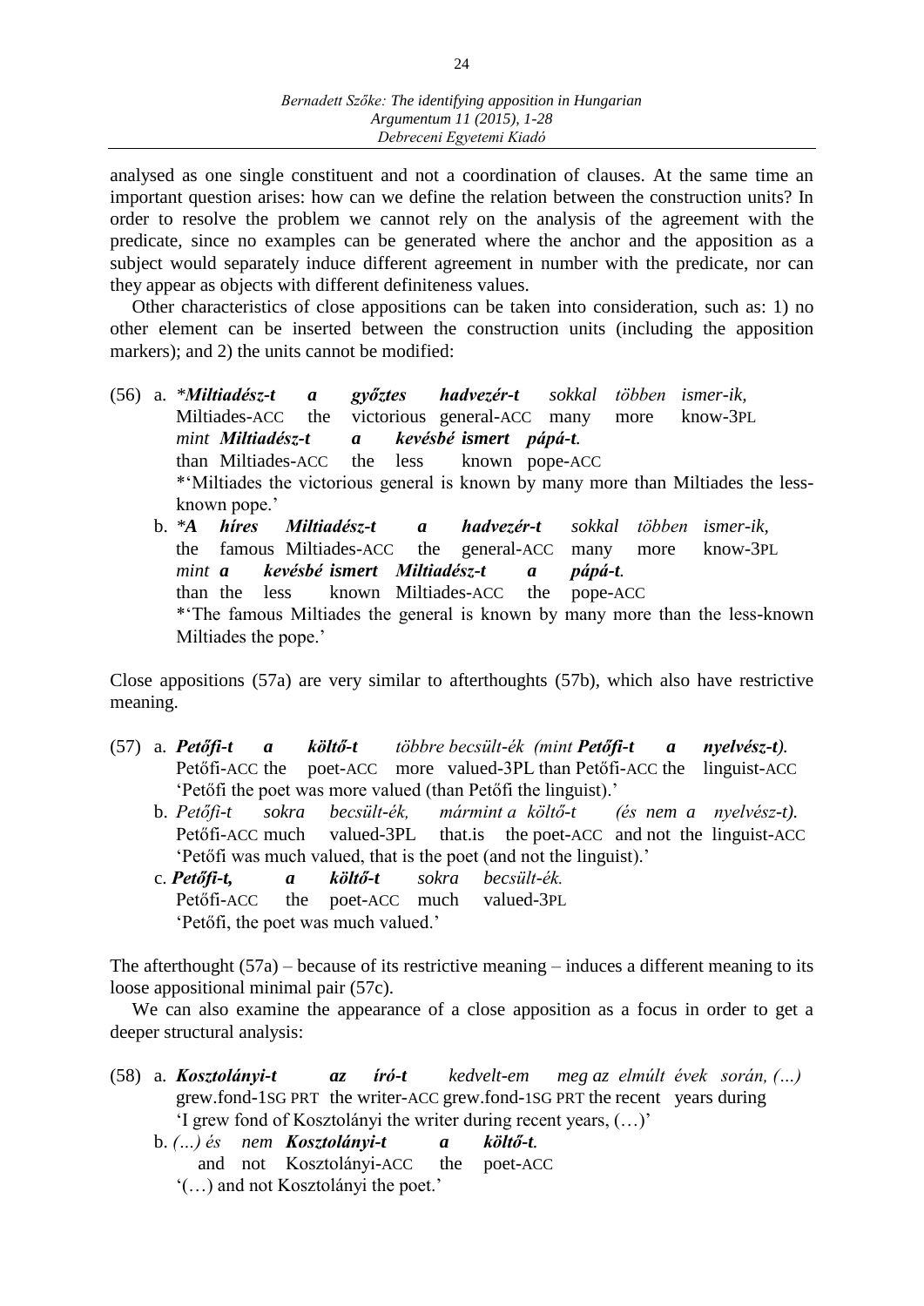analysed as one single constituent and not a coordination of clauses. At the same time an important question arises: how can we define the relation between the construction units? In order to resolve the problem we cannot rely on the analysis of the agreement with the predicate, since no examples can be generated where the anchor and the apposition as a subject would separately induce different agreement in number with the predicate, nor can they appear as objects with different definiteness values.

Other characteristics of close appositions can be taken into consideration, such as: 1) no other element can be inserted between the construction units (including the apposition markers); and 2) the units cannot be modified:

(56) a. ****Miltiadész-t a győztes hadvezér-t*** *sokkal többen ismer-ik,*
Miltiades-ACC the victorious general-ACC many more know-3PL
*mint* ***Miltiadész-t a kevésbé ismert pápá-t.***
than Miltiades-ACC the less known pope-ACC
*'Miltiades the victorious general is known by many more than Miltiades the less-known pope.'

b. ****A híres Miltiadész-t a hadvezér-t*** *sokkal többen ismer-ik,*
the famous Miltiades-ACC the general-ACC many more know-3PL
*mint* ***a kevésbé ismert Miltiadész-t a pápá-t.***
than the less known Miltiades-ACC the pope-ACC
*'The famous Miltiades the general is known by many more than the less-known Miltiades the pope.'

Close appositions (57a) are very similar to afterthoughts (57b), which also have restrictive meaning.

(57) a. ***Petőfi-t a költő-t*** *többre becsült-ék (mint* ***Petőfi-t a nyelvész-t****).*
Petőfi-ACC the poet-ACC more valued-3PL than Petőfi-ACC the linguist-ACC
'Petőfi the poet was more valued (than Petőfi the linguist).'

b. *Petőfi-t sokra becsült-ék, mármint a költő-t (és nem a nyelvész-t).*
Petőfi-ACC much valued-3PL that.is the poet-ACC and not the linguist-ACC
'Petőfi was much valued, that is the poet (and not the linguist).'

c. ***Petőfi-t, a költő-t*** *sokra becsült-ék.*
Petőfi-ACC the poet-ACC much valued-3PL
'Petőfi, the poet was much valued.'

The afterthought (57a) – because of its restrictive meaning – induces a different meaning to its loose appositional minimal pair (57c).

We can also examine the appearance of a close apposition as a focus in order to get a deeper structural analysis:

(58) a. ***Kosztolányi-t az író-t*** *kedvelt-em meg az elmúlt évek során, (…)*
grew.fond-1SG PRT the writer-ACC grew.fond-1SG PRT the recent years during
'I grew fond of Kosztolányi the writer during recent years, (…)'

b. *(…) és nem* ***Kosztolányi-t a költő-t.***
and not Kosztolányi-ACC the poet-ACC
'(…) and not Kosztolányi the poet.'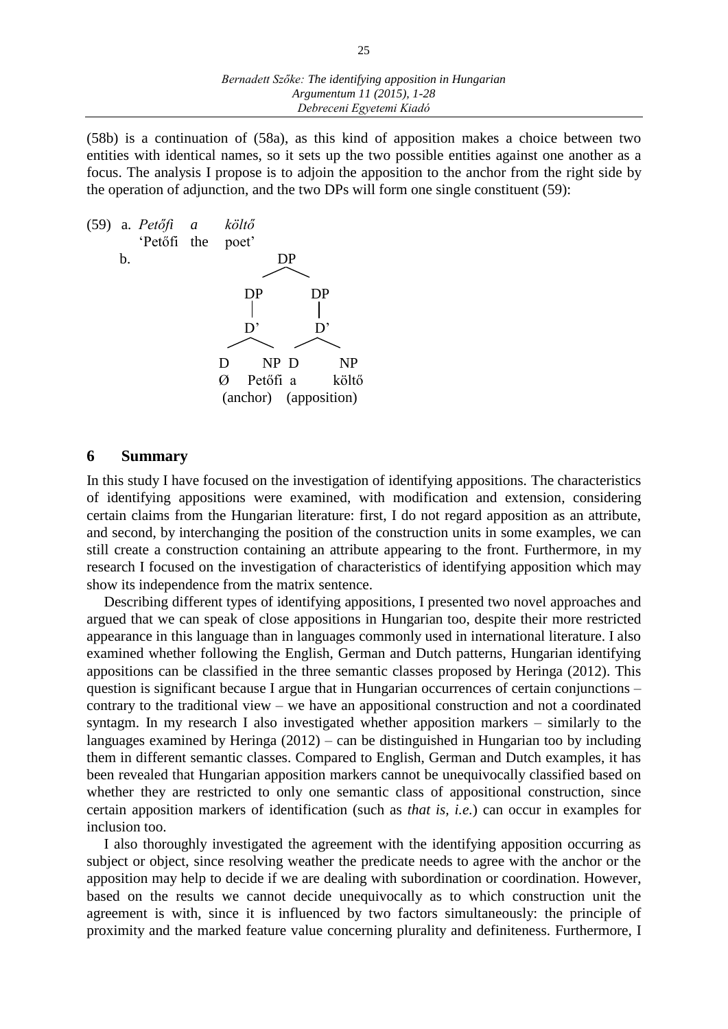(58b) is a continuation of (58a), as this kind of apposition makes a choice between two entities with identical names, so it sets up the two possible entities against one another as a focus. The analysis I propose is to adjoin the apposition to the anchor from the right side by the operation of adjunction, and the two DPs will form one single constituent (59):

(59) a. *Petőfi a költő*
'Petőfi the poet'

b.

```
                DP
              /    \
            DP      DP
            |        |
            D'       D'
           /  \     /  \
          D   NP   D    NP
          Ø  Petőfi a   költő
          (anchor)  (apposition)
```

## 6 Summary

In this study I have focused on the investigation of identifying appositions. The characteristics of identifying appositions were examined, with modification and extension, considering certain claims from the Hungarian literature: first, I do not regard apposition as an attribute, and second, by interchanging the position of the construction units in some examples, we can still create a construction containing an attribute appearing to the front. Furthermore, in my research I focused on the investigation of characteristics of identifying apposition which may show its independence from the matrix sentence.

Describing different types of identifying appositions, I presented two novel approaches and argued that we can speak of close appositions in Hungarian too, despite their more restricted appearance in this language than in languages commonly used in international literature. I also examined whether following the English, German and Dutch patterns, Hungarian identifying appositions can be classified in the three semantic classes proposed by Heringa (2012). This question is significant because I argue that in Hungarian occurrences of certain conjunctions – contrary to the traditional view – we have an appositional construction and not a coordinated syntagm. In my research I also investigated whether apposition markers – similarly to the languages examined by Heringa (2012) – can be distinguished in Hungarian too by including them in different semantic classes. Compared to English, German and Dutch examples, it has been revealed that Hungarian apposition markers cannot be unequivocally classified based on whether they are restricted to only one semantic class of appositional construction, since certain apposition markers of identification (such as *that is, i.e.*) can occur in examples for inclusion too.

I also thoroughly investigated the agreement with the identifying apposition occurring as subject or object, since resolving weather the predicate needs to agree with the anchor or the apposition may help to decide if we are dealing with subordination or coordination. However, based on the results we cannot decide unequivocally as to which construction unit the agreement is with, since it is influenced by two factors simultaneously: the principle of proximity and the marked feature value concerning plurality and definiteness. Furthermore, I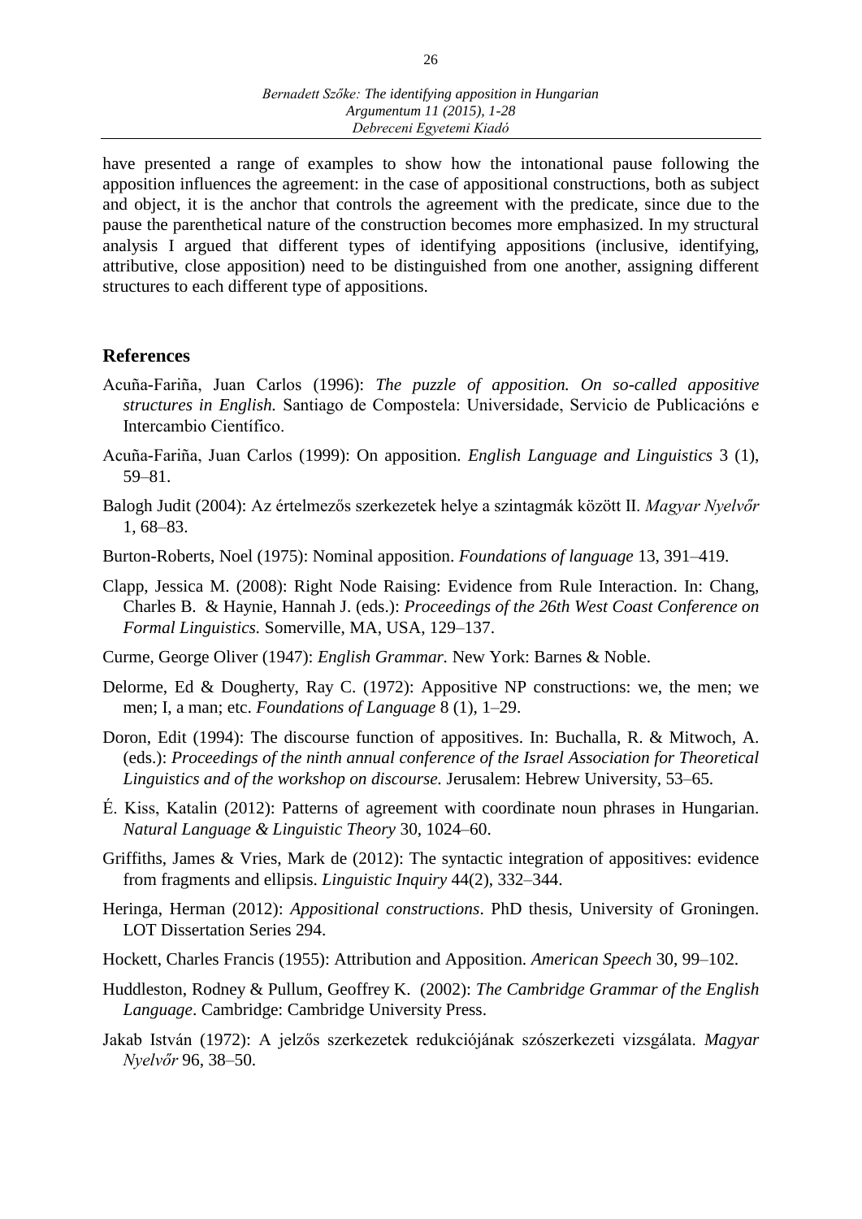have presented a range of examples to show how the intonational pause following the apposition influences the agreement: in the case of appositional constructions, both as subject and object, it is the anchor that controls the agreement with the predicate, since due to the pause the parenthetical nature of the construction becomes more emphasized. In my structural analysis I argued that different types of identifying appositions (inclusive, identifying, attributive, close apposition) need to be distinguished from one another, assigning different structures to each different type of appositions.

## References

Acuña-Fariña, Juan Carlos (1996): *The puzzle of apposition. On so-called appositive structures in English.* Santiago de Compostela: Universidade, Servicio de Publicacións e Intercambio Científico.

Acuña-Fariña, Juan Carlos (1999): On apposition. *English Language and Linguistics* 3 (1), 59–81.

Balogh Judit (2004): Az értelmezős szerkezetek helye a szintagmák között II. *Magyar Nyelvőr* 1, 68–83.

Burton-Roberts, Noel (1975): Nominal apposition. *Foundations of language* 13, 391–419.

Clapp, Jessica M. (2008): Right Node Raising: Evidence from Rule Interaction. In: Chang, Charles B. & Haynie, Hannah J. (eds.): *Proceedings of the 26th West Coast Conference on Formal Linguistics.* Somerville, MA, USA, 129–137.

Curme, George Oliver (1947): *English Grammar.* New York: Barnes & Noble.

Delorme, Ed & Dougherty, Ray C. (1972): Appositive NP constructions: we, the men; we men; I, a man; etc. *Foundations of Language* 8 (1), 1–29.

Doron, Edit (1994): The discourse function of appositives. In: Buchalla, R. & Mitwoch, A. (eds.): *Proceedings of the ninth annual conference of the Israel Association for Theoretical Linguistics and of the workshop on discourse.* Jerusalem: Hebrew University, 53–65.

É. Kiss, Katalin (2012): Patterns of agreement with coordinate noun phrases in Hungarian. *Natural Language & Linguistic Theory* 30, 1024–60.

Griffiths, James & Vries, Mark de (2012): The syntactic integration of appositives: evidence from fragments and ellipsis. *Linguistic Inquiry* 44(2), 332–344.

Heringa, Herman (2012): *Appositional constructions*. PhD thesis, University of Groningen. LOT Dissertation Series 294.

Hockett, Charles Francis (1955): Attribution and Apposition. *American Speech* 30, 99–102.

Huddleston, Rodney & Pullum, Geoffrey K. (2002): *The Cambridge Grammar of the English Language*. Cambridge: Cambridge University Press.

Jakab István (1972): A jelzős szerkezetek redukciójának szószerkezeti vizsgálata. *Magyar Nyelvőr* 96, 38–50.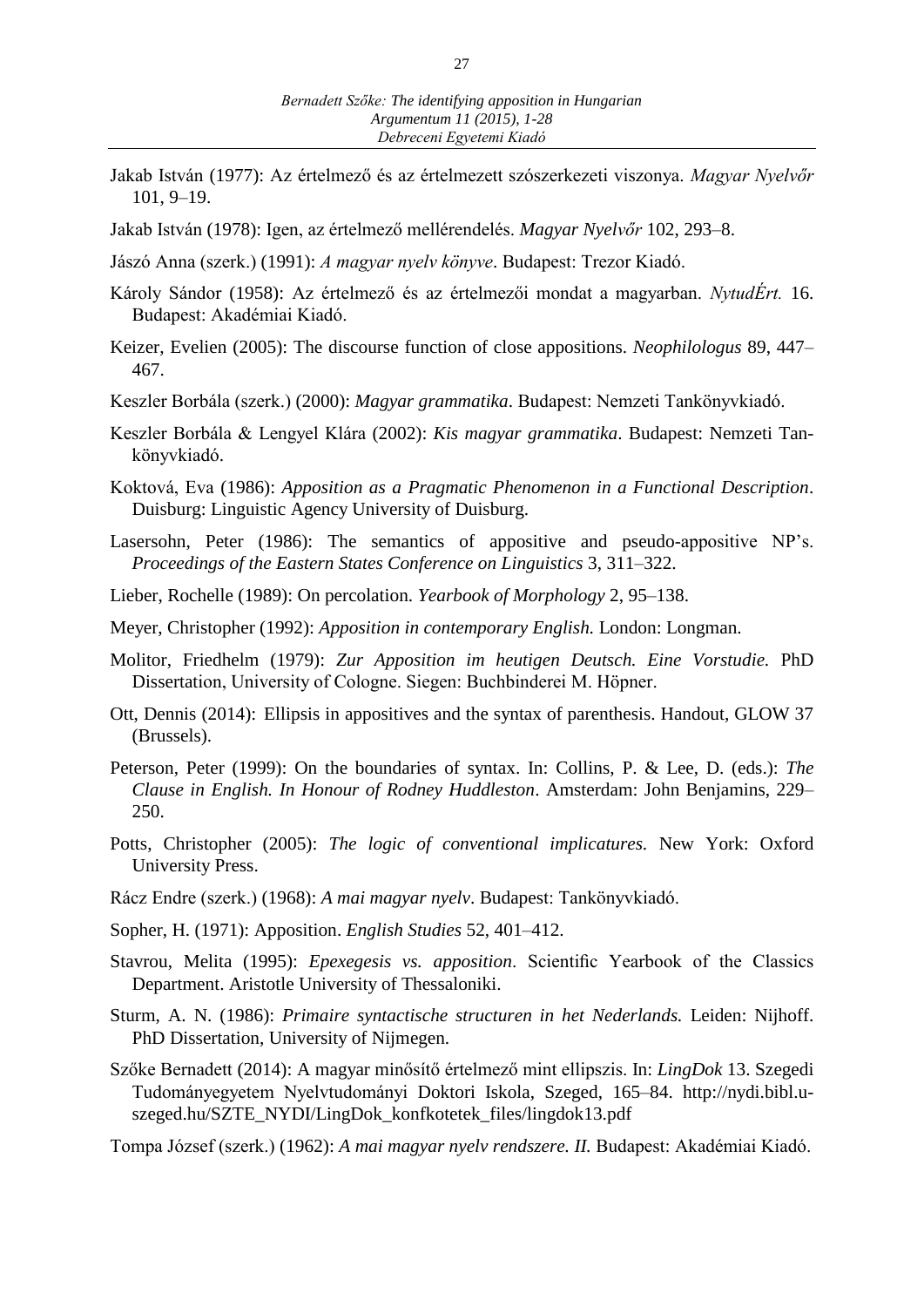Jakab István (1977): Az értelmező és az értelmezett szószerkezeti viszonya. *Magyar Nyelvőr* 101, 9–19.

Jakab István (1978): Igen, az értelmező mellérendelés. *Magyar Nyelvőr* 102, 293–8.

Jászó Anna (szerk.) (1991): *A magyar nyelv könyve*. Budapest: Trezor Kiadó.

Károly Sándor (1958): Az értelmező és az értelmezői mondat a magyarban. *NytudÉrt.* 16. Budapest: Akadémiai Kiadó.

Keizer, Evelien (2005): The discourse function of close appositions. *Neophilologus* 89, 447–467.

Keszler Borbála (szerk.) (2000): *Magyar grammatika*. Budapest: Nemzeti Tankönyvkiadó.

Keszler Borbála & Lengyel Klára (2002): *Kis magyar grammatika*. Budapest: Nemzeti Tankönyvkiadó.

Koktová, Eva (1986): *Apposition as a Pragmatic Phenomenon in a Functional Description*. Duisburg: Linguistic Agency University of Duisburg.

Lasersohn, Peter (1986): The semantics of appositive and pseudo-appositive NP's. *Proceedings of the Eastern States Conference on Linguistics* 3, 311–322.

Lieber, Rochelle (1989): On percolation. *Yearbook of Morphology* 2, 95–138.

Meyer, Christopher (1992): *Apposition in contemporary English.* London: Longman.

Molitor, Friedhelm (1979): *Zur Apposition im heutigen Deutsch. Eine Vorstudie.* PhD Dissertation, University of Cologne. Siegen: Buchbinderei M. Höpner.

Ott, Dennis (2014): Ellipsis in appositives and the syntax of parenthesis. Handout, GLOW 37 (Brussels).

Peterson, Peter (1999): On the boundaries of syntax. In: Collins, P. & Lee, D. (eds.): *The Clause in English. In Honour of Rodney Huddleston*. Amsterdam: John Benjamins, 229–250.

Potts, Christopher (2005): *The logic of conventional implicatures.* New York: Oxford University Press.

Rácz Endre (szerk.) (1968): *A mai magyar nyelv*. Budapest: Tankönyvkiadó.

Sopher, H. (1971): Apposition. *English Studies* 52, 401–412.

Stavrou, Melita (1995): *Epexegesis vs. apposition*. Scientific Yearbook of the Classics Department. Aristotle University of Thessaloniki.

Sturm, A. N. (1986): *Primaire syntactische structuren in het Nederlands.* Leiden: Nijhoff. PhD Dissertation, University of Nijmegen.

Szőke Bernadett (2014): A magyar minősítő értelmező mint ellipszis. In: *LingDok* 13. Szegedi Tudományegyetem Nyelvtudományi Doktori Iskola, Szeged, 165–84. http://nydi.bibl.u-szeged.hu/SZTE_NYDI/LingDok_konfkotetek_files/lingdok13.pdf

Tompa József (szerk.) (1962): *A mai magyar nyelv rendszere. II.* Budapest: Akadémiai Kiadó.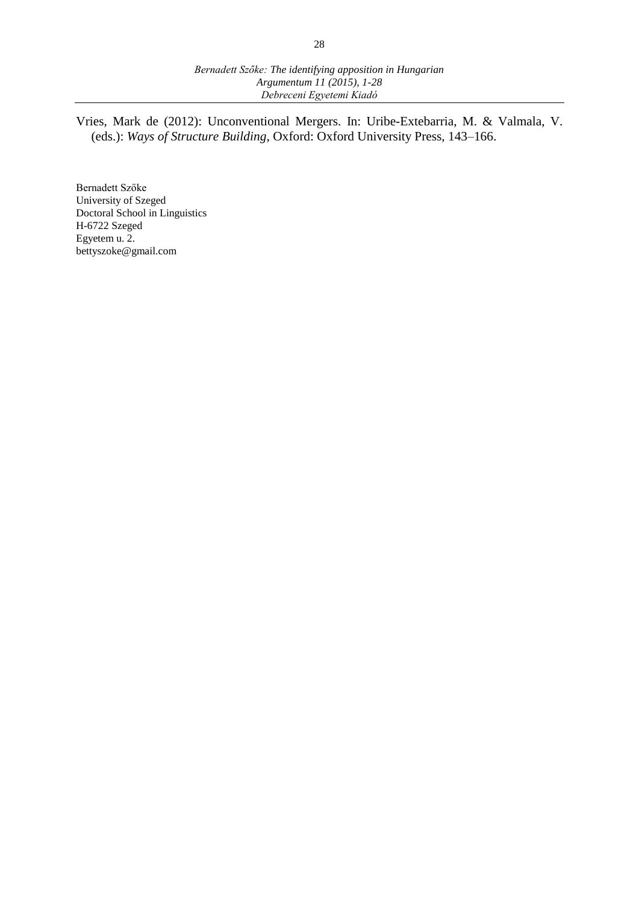Vries, Mark de (2012): Unconventional Mergers. In: Uribe-Extebarria, M. & Valmala, V. (eds.): *Ways of Structure Building*, Oxford: Oxford University Press, 143–166.

Bernadett Szőke  
University of Szeged  
Doctoral School in Linguistics  
H-6722 Szeged  
Egyetem u. 2.  
bettyszoke@gmail.com